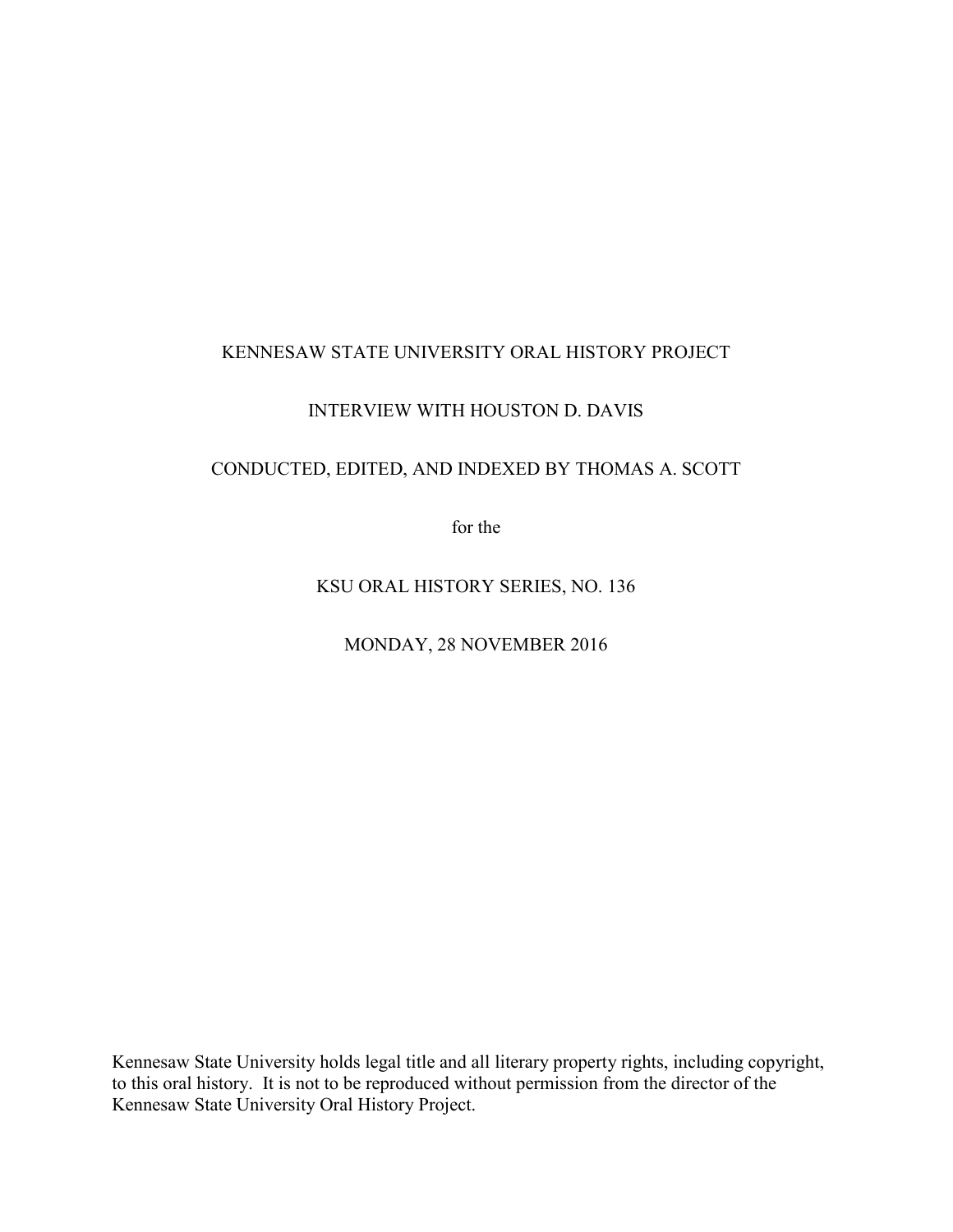KENNESAW STATE UNIVERSITY ORAL HISTORY PROJECT

INTERVIEW WITH HOUSTON D. DAVIS

CONDUCTED, EDITED, AND INDEXED BY THOMAS A. SCOTT

for the

KSU ORAL HISTORY SERIES, NO. 136

MONDAY, 28 NOVEMBER 2016

Kennesaw State University holds legal title and all literary property rights, including copyright, to this oral history. It is not to be reproduced without permission from the director of the Kennesaw State University Oral History Project.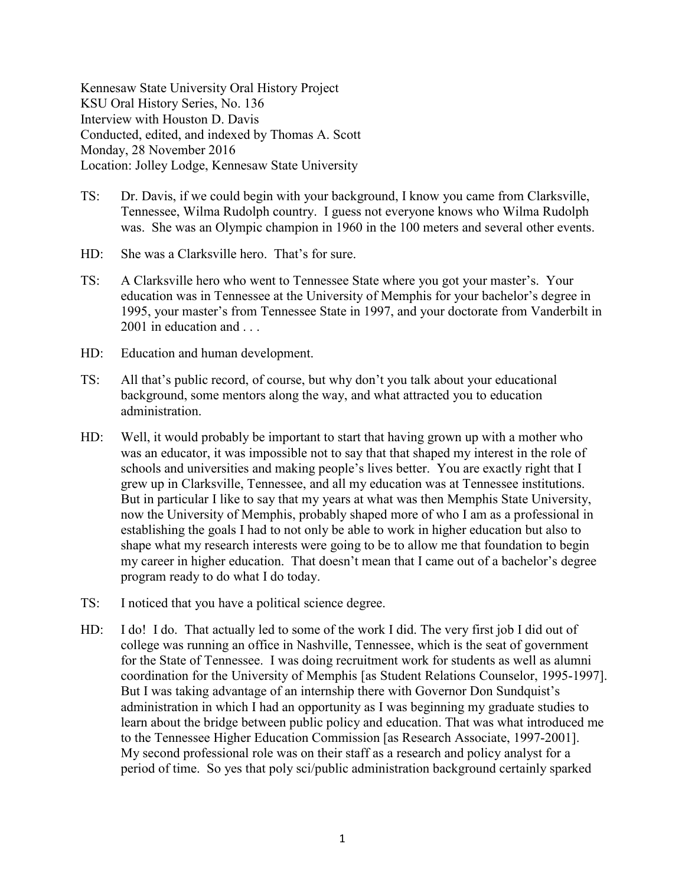Kennesaw State University Oral History Project
KSU Oral History Series, No. 136
Interview with Houston D. Davis
Conducted, edited, and indexed by Thomas A. Scott
Monday, 28 November 2016
Location: Jolley Lodge, Kennesaw State University

TS: Dr. Davis, if we could begin with your background, I know you came from Clarksville, Tennessee, Wilma Rudolph country. I guess not everyone knows who Wilma Rudolph was. She was an Olympic champion in 1960 in the 100 meters and several other events.

HD: She was a Clarksville hero. That's for sure.

TS: A Clarksville hero who went to Tennessee State where you got your master's. Your education was in Tennessee at the University of Memphis for your bachelor's degree in 1995, your master's from Tennessee State in 1997, and your doctorate from Vanderbilt in 2001 in education and . . .

HD: Education and human development.

TS: All that's public record, of course, but why don't you talk about your educational background, some mentors along the way, and what attracted you to education administration.

HD: Well, it would probably be important to start that having grown up with a mother who was an educator, it was impossible not to say that that shaped my interest in the role of schools and universities and making people's lives better. You are exactly right that I grew up in Clarksville, Tennessee, and all my education was at Tennessee institutions. But in particular I like to say that my years at what was then Memphis State University, now the University of Memphis, probably shaped more of who I am as a professional in establishing the goals I had to not only be able to work in higher education but also to shape what my research interests were going to be to allow me that foundation to begin my career in higher education. That doesn't mean that I came out of a bachelor's degree program ready to do what I do today.

TS: I noticed that you have a political science degree.

HD: I do! I do. That actually led to some of the work I did. The very first job I did out of college was running an office in Nashville, Tennessee, which is the seat of government for the State of Tennessee. I was doing recruitment work for students as well as alumni coordination for the University of Memphis [as Student Relations Counselor, 1995-1997]. But I was taking advantage of an internship there with Governor Don Sundquist's administration in which I had an opportunity as I was beginning my graduate studies to learn about the bridge between public policy and education. That was what introduced me to the Tennessee Higher Education Commission [as Research Associate, 1997-2001]. My second professional role was on their staff as a research and policy analyst for a period of time. So yes that poly sci/public administration background certainly sparked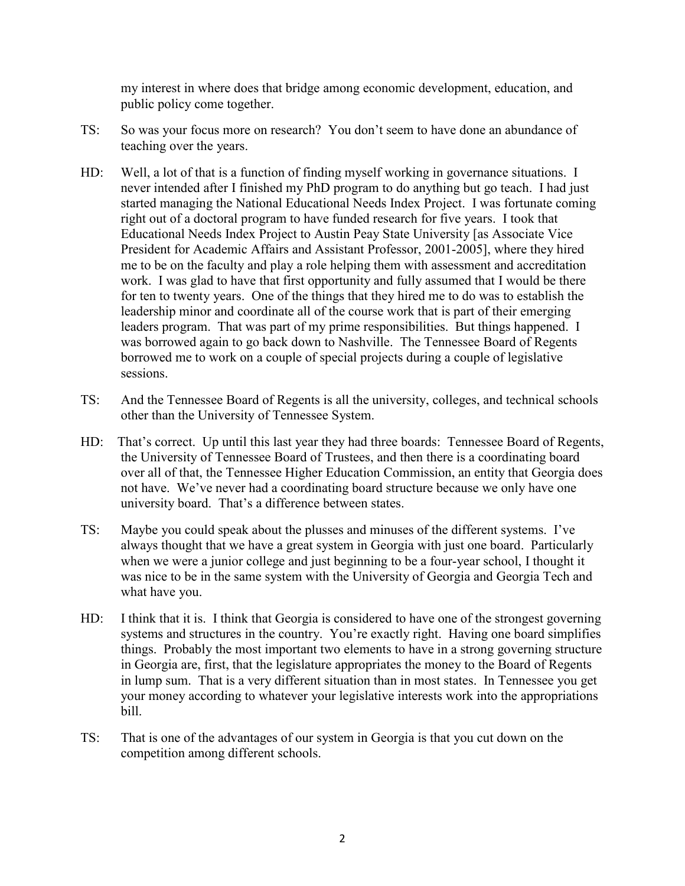my interest in where does that bridge among economic development, education, and public policy come together.

TS: So was your focus more on research? You don't seem to have done an abundance of teaching over the years.

HD: Well, a lot of that is a function of finding myself working in governance situations. I never intended after I finished my PhD program to do anything but go teach. I had just started managing the National Educational Needs Index Project. I was fortunate coming right out of a doctoral program to have funded research for five years. I took that Educational Needs Index Project to Austin Peay State University [as Associate Vice President for Academic Affairs and Assistant Professor, 2001-2005], where they hired me to be on the faculty and play a role helping them with assessment and accreditation work. I was glad to have that first opportunity and fully assumed that I would be there for ten to twenty years. One of the things that they hired me to do was to establish the leadership minor and coordinate all of the course work that is part of their emerging leaders program. That was part of my prime responsibilities. But things happened. I was borrowed again to go back down to Nashville. The Tennessee Board of Regents borrowed me to work on a couple of special projects during a couple of legislative sessions.

TS: And the Tennessee Board of Regents is all the university, colleges, and technical schools other than the University of Tennessee System.

HD: That's correct. Up until this last year they had three boards: Tennessee Board of Regents, the University of Tennessee Board of Trustees, and then there is a coordinating board over all of that, the Tennessee Higher Education Commission, an entity that Georgia does not have. We've never had a coordinating board structure because we only have one university board. That's a difference between states.

TS: Maybe you could speak about the plusses and minuses of the different systems. I've always thought that we have a great system in Georgia with just one board. Particularly when we were a junior college and just beginning to be a four-year school, I thought it was nice to be in the same system with the University of Georgia and Georgia Tech and what have you.

HD: I think that it is. I think that Georgia is considered to have one of the strongest governing systems and structures in the country. You're exactly right. Having one board simplifies things. Probably the most important two elements to have in a strong governing structure in Georgia are, first, that the legislature appropriates the money to the Board of Regents in lump sum. That is a very different situation than in most states. In Tennessee you get your money according to whatever your legislative interests work into the appropriations bill.

TS: That is one of the advantages of our system in Georgia is that you cut down on the competition among different schools.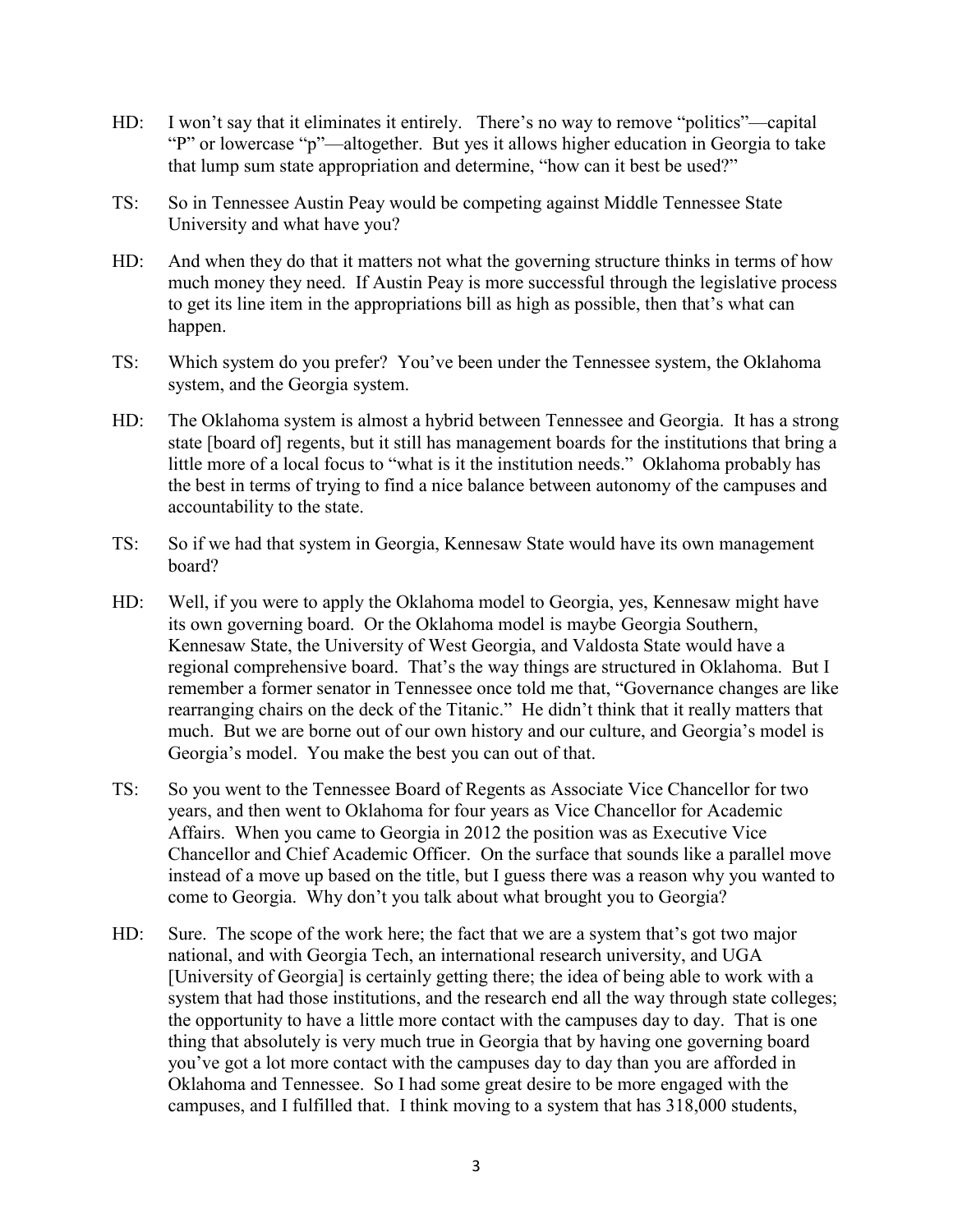HD: I won't say that it eliminates it entirely. There's no way to remove "politics"—capital "P" or lowercase "p"—altogether. But yes it allows higher education in Georgia to take that lump sum state appropriation and determine, "how can it best be used?"

TS: So in Tennessee Austin Peay would be competing against Middle Tennessee State University and what have you?

HD: And when they do that it matters not what the governing structure thinks in terms of how much money they need. If Austin Peay is more successful through the legislative process to get its line item in the appropriations bill as high as possible, then that's what can happen.

TS: Which system do you prefer? You've been under the Tennessee system, the Oklahoma system, and the Georgia system.

HD: The Oklahoma system is almost a hybrid between Tennessee and Georgia. It has a strong state [board of] regents, but it still has management boards for the institutions that bring a little more of a local focus to "what is it the institution needs." Oklahoma probably has the best in terms of trying to find a nice balance between autonomy of the campuses and accountability to the state.

TS: So if we had that system in Georgia, Kennesaw State would have its own management board?

HD: Well, if you were to apply the Oklahoma model to Georgia, yes, Kennesaw might have its own governing board. Or the Oklahoma model is maybe Georgia Southern, Kennesaw State, the University of West Georgia, and Valdosta State would have a regional comprehensive board. That's the way things are structured in Oklahoma. But I remember a former senator in Tennessee once told me that, "Governance changes are like rearranging chairs on the deck of the Titanic." He didn't think that it really matters that much. But we are borne out of our own history and our culture, and Georgia's model is Georgia's model. You make the best you can out of that.

TS: So you went to the Tennessee Board of Regents as Associate Vice Chancellor for two years, and then went to Oklahoma for four years as Vice Chancellor for Academic Affairs. When you came to Georgia in 2012 the position was as Executive Vice Chancellor and Chief Academic Officer. On the surface that sounds like a parallel move instead of a move up based on the title, but I guess there was a reason why you wanted to come to Georgia. Why don't you talk about what brought you to Georgia?

HD: Sure. The scope of the work here; the fact that we are a system that's got two major national, and with Georgia Tech, an international research university, and UGA [University of Georgia] is certainly getting there; the idea of being able to work with a system that had those institutions, and the research end all the way through state colleges; the opportunity to have a little more contact with the campuses day to day. That is one thing that absolutely is very much true in Georgia that by having one governing board you've got a lot more contact with the campuses day to day than you are afforded in Oklahoma and Tennessee. So I had some great desire to be more engaged with the campuses, and I fulfilled that. I think moving to a system that has 318,000 students,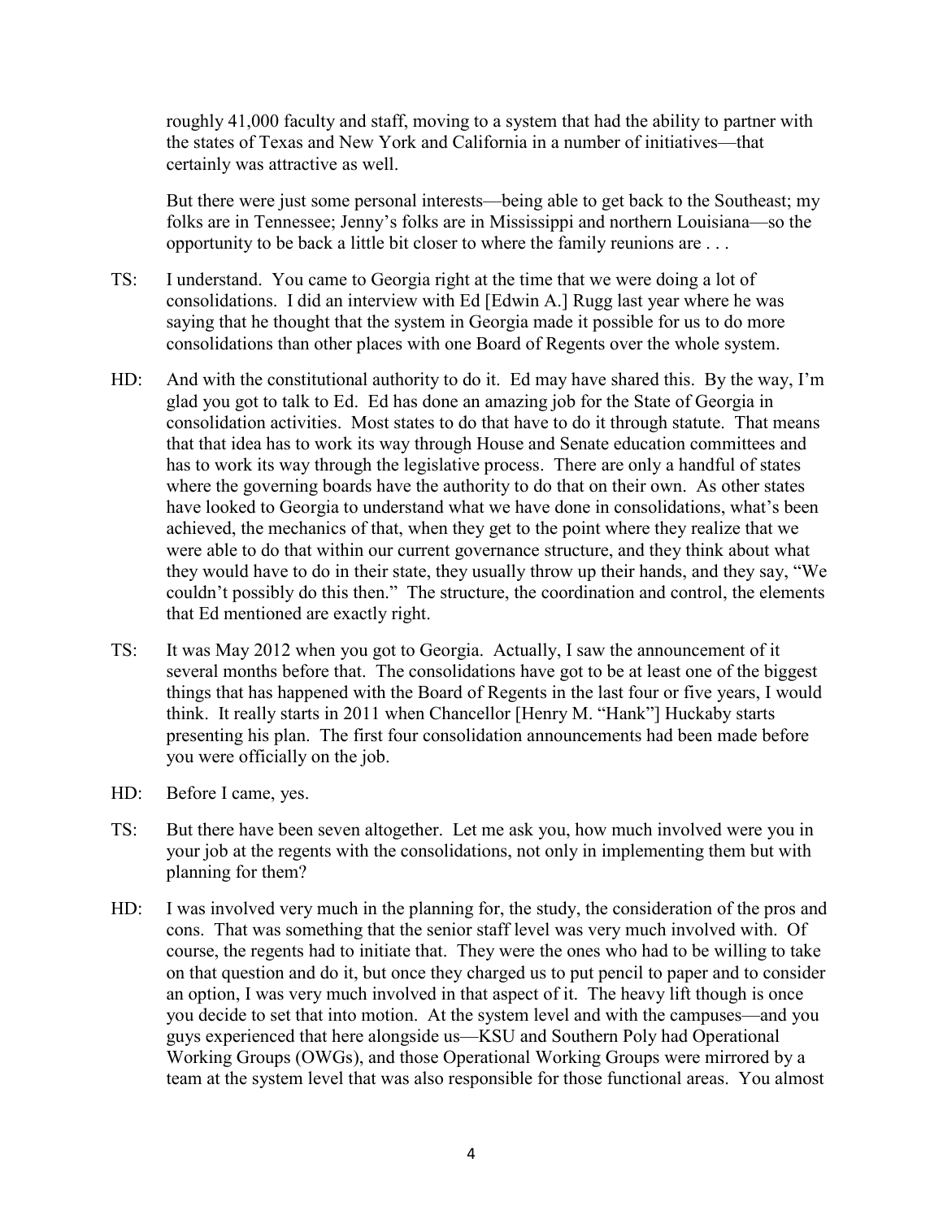roughly 41,000 faculty and staff, moving to a system that had the ability to partner with the states of Texas and New York and California in a number of initiatives—that certainly was attractive as well.

But there were just some personal interests—being able to get back to the Southeast; my folks are in Tennessee; Jenny's folks are in Mississippi and northern Louisiana—so the opportunity to be back a little bit closer to where the family reunions are . . .

TS: I understand. You came to Georgia right at the time that we were doing a lot of consolidations. I did an interview with Ed [Edwin A.] Rugg last year where he was saying that he thought that the system in Georgia made it possible for us to do more consolidations than other places with one Board of Regents over the whole system.

HD: And with the constitutional authority to do it. Ed may have shared this. By the way, I'm glad you got to talk to Ed. Ed has done an amazing job for the State of Georgia in consolidation activities. Most states to do that have to do it through statute. That means that that idea has to work its way through House and Senate education committees and has to work its way through the legislative process. There are only a handful of states where the governing boards have the authority to do that on their own. As other states have looked to Georgia to understand what we have done in consolidations, what's been achieved, the mechanics of that, when they get to the point where they realize that we were able to do that within our current governance structure, and they think about what they would have to do in their state, they usually throw up their hands, and they say, "We couldn't possibly do this then." The structure, the coordination and control, the elements that Ed mentioned are exactly right.

TS: It was May 2012 when you got to Georgia. Actually, I saw the announcement of it several months before that. The consolidations have got to be at least one of the biggest things that has happened with the Board of Regents in the last four or five years, I would think. It really starts in 2011 when Chancellor [Henry M. "Hank"] Huckaby starts presenting his plan. The first four consolidation announcements had been made before you were officially on the job.

HD: Before I came, yes.

TS: But there have been seven altogether. Let me ask you, how much involved were you in your job at the regents with the consolidations, not only in implementing them but with planning for them?

HD: I was involved very much in the planning for, the study, the consideration of the pros and cons. That was something that the senior staff level was very much involved with. Of course, the regents had to initiate that. They were the ones who had to be willing to take on that question and do it, but once they charged us to put pencil to paper and to consider an option, I was very much involved in that aspect of it. The heavy lift though is once you decide to set that into motion. At the system level and with the campuses—and you guys experienced that here alongside us—KSU and Southern Poly had Operational Working Groups (OWGs), and those Operational Working Groups were mirrored by a team at the system level that was also responsible for those functional areas. You almost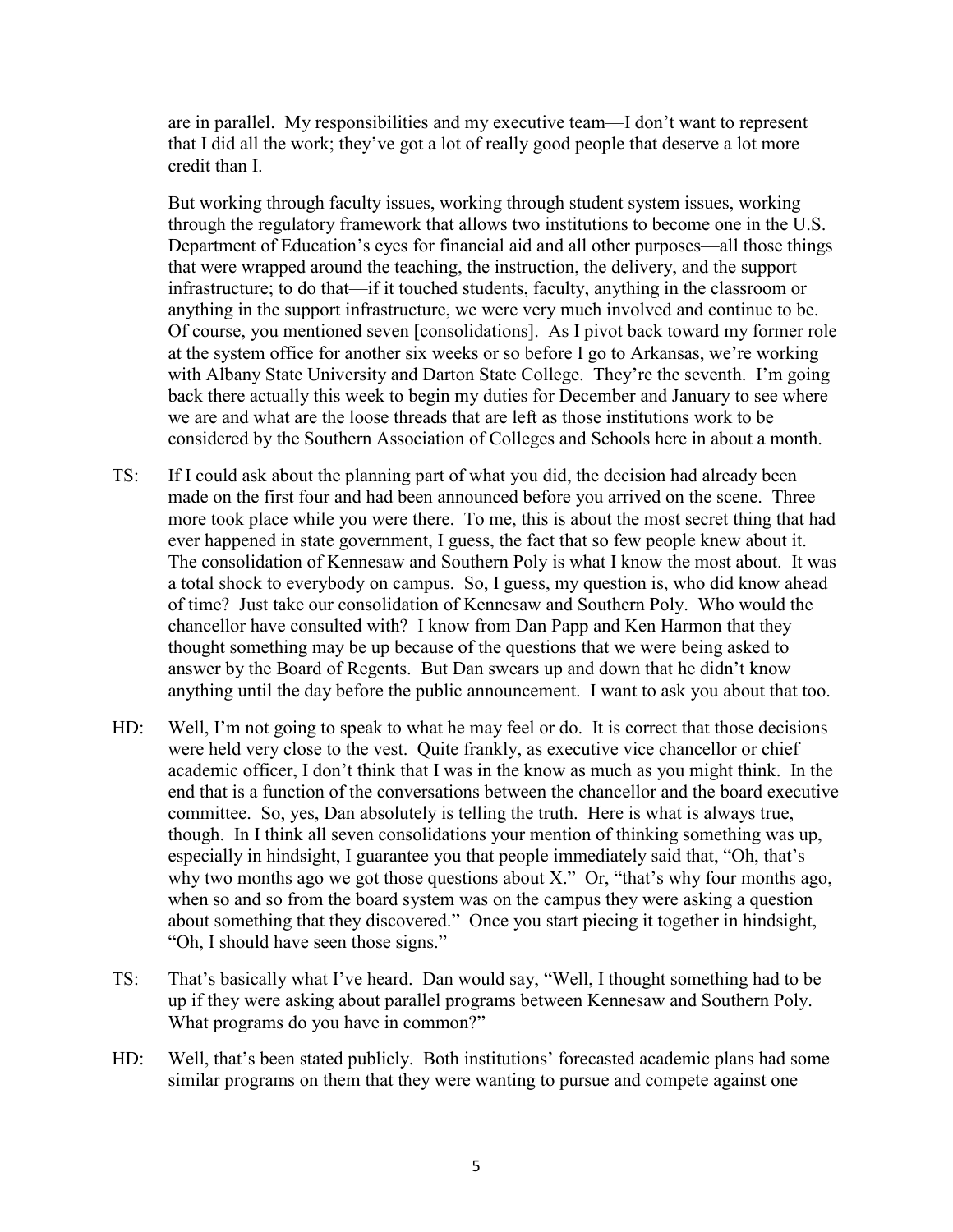are in parallel. My responsibilities and my executive team—I don't want to represent that I did all the work; they've got a lot of really good people that deserve a lot more credit than I.

But working through faculty issues, working through student system issues, working through the regulatory framework that allows two institutions to become one in the U.S. Department of Education's eyes for financial aid and all other purposes—all those things that were wrapped around the teaching, the instruction, the delivery, and the support infrastructure; to do that—if it touched students, faculty, anything in the classroom or anything in the support infrastructure, we were very much involved and continue to be. Of course, you mentioned seven [consolidations]. As I pivot back toward my former role at the system office for another six weeks or so before I go to Arkansas, we're working with Albany State University and Darton State College. They're the seventh. I'm going back there actually this week to begin my duties for December and January to see where we are and what are the loose threads that are left as those institutions work to be considered by the Southern Association of Colleges and Schools here in about a month.

TS: If I could ask about the planning part of what you did, the decision had already been made on the first four and had been announced before you arrived on the scene. Three more took place while you were there. To me, this is about the most secret thing that had ever happened in state government, I guess, the fact that so few people knew about it. The consolidation of Kennesaw and Southern Poly is what I know the most about. It was a total shock to everybody on campus. So, I guess, my question is, who did know ahead of time? Just take our consolidation of Kennesaw and Southern Poly. Who would the chancellor have consulted with? I know from Dan Papp and Ken Harmon that they thought something may be up because of the questions that we were being asked to answer by the Board of Regents. But Dan swears up and down that he didn't know anything until the day before the public announcement. I want to ask you about that too.

HD: Well, I'm not going to speak to what he may feel or do. It is correct that those decisions were held very close to the vest. Quite frankly, as executive vice chancellor or chief academic officer, I don't think that I was in the know as much as you might think. In the end that is a function of the conversations between the chancellor and the board executive committee. So, yes, Dan absolutely is telling the truth. Here is what is always true, though. In I think all seven consolidations your mention of thinking something was up, especially in hindsight, I guarantee you that people immediately said that, "Oh, that's why two months ago we got those questions about X." Or, "that's why four months ago, when so and so from the board system was on the campus they were asking a question about something that they discovered." Once you start piecing it together in hindsight, "Oh, I should have seen those signs."

TS: That's basically what I've heard. Dan would say, "Well, I thought something had to be up if they were asking about parallel programs between Kennesaw and Southern Poly. What programs do you have in common?"

HD: Well, that's been stated publicly. Both institutions' forecasted academic plans had some similar programs on them that they were wanting to pursue and compete against one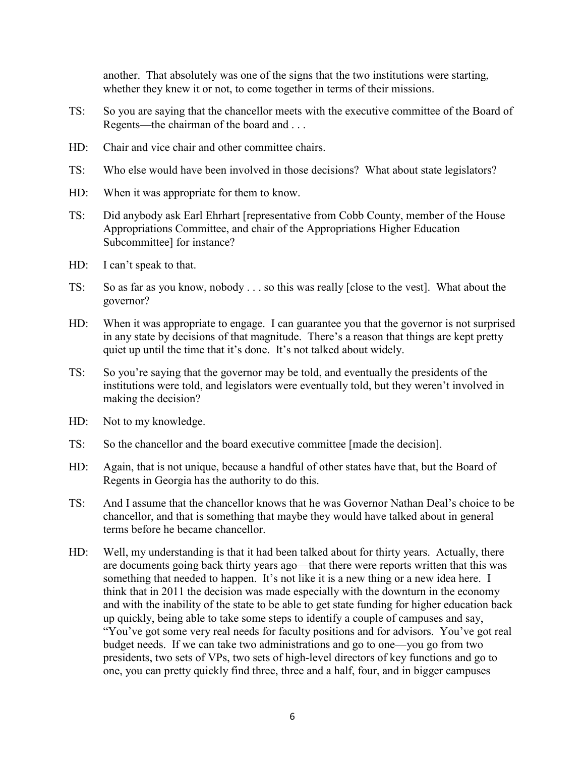another. That absolutely was one of the signs that the two institutions were starting, whether they knew it or not, to come together in terms of their missions.

TS: So you are saying that the chancellor meets with the executive committee of the Board of Regents—the chairman of the board and . . .

HD: Chair and vice chair and other committee chairs.

TS: Who else would have been involved in those decisions? What about state legislators?

HD: When it was appropriate for them to know.

TS: Did anybody ask Earl Ehrhart [representative from Cobb County, member of the House Appropriations Committee, and chair of the Appropriations Higher Education Subcommittee] for instance?

HD: I can't speak to that.

TS: So as far as you know, nobody . . . so this was really [close to the vest]. What about the governor?

HD: When it was appropriate to engage. I can guarantee you that the governor is not surprised in any state by decisions of that magnitude. There's a reason that things are kept pretty quiet up until the time that it's done. It's not talked about widely.

TS: So you're saying that the governor may be told, and eventually the presidents of the institutions were told, and legislators were eventually told, but they weren't involved in making the decision?

HD: Not to my knowledge.

TS: So the chancellor and the board executive committee [made the decision].

HD: Again, that is not unique, because a handful of other states have that, but the Board of Regents in Georgia has the authority to do this.

TS: And I assume that the chancellor knows that he was Governor Nathan Deal's choice to be chancellor, and that is something that maybe they would have talked about in general terms before he became chancellor.

HD: Well, my understanding is that it had been talked about for thirty years. Actually, there are documents going back thirty years ago—that there were reports written that this was something that needed to happen. It's not like it is a new thing or a new idea here. I think that in 2011 the decision was made especially with the downturn in the economy and with the inability of the state to be able to get state funding for higher education back up quickly, being able to take some steps to identify a couple of campuses and say, "You've got some very real needs for faculty positions and for advisors. You've got real budget needs. If we can take two administrations and go to one—you go from two presidents, two sets of VPs, two sets of high-level directors of key functions and go to one, you can pretty quickly find three, three and a half, four, and in bigger campuses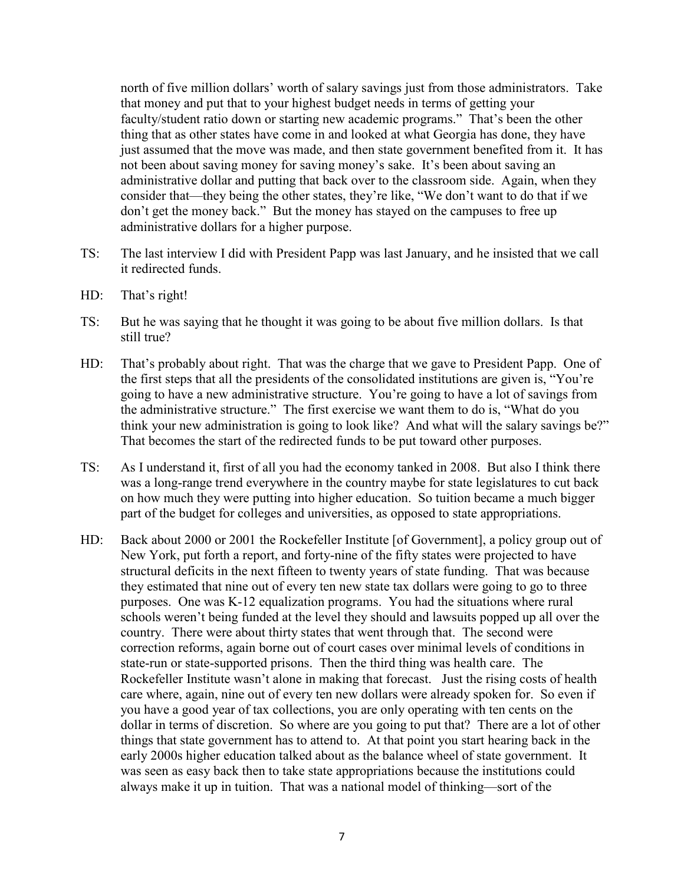north of five million dollars' worth of salary savings just from those administrators. Take that money and put that to your highest budget needs in terms of getting your faculty/student ratio down or starting new academic programs." That's been the other thing that as other states have come in and looked at what Georgia has done, they have just assumed that the move was made, and then state government benefited from it. It has not been about saving money for saving money's sake. It's been about saving an administrative dollar and putting that back over to the classroom side. Again, when they consider that—they being the other states, they're like, "We don't want to do that if we don't get the money back." But the money has stayed on the campuses to free up administrative dollars for a higher purpose.

TS: The last interview I did with President Papp was last January, and he insisted that we call it redirected funds.

HD: That's right!

TS: But he was saying that he thought it was going to be about five million dollars. Is that still true?

HD: That's probably about right. That was the charge that we gave to President Papp. One of the first steps that all the presidents of the consolidated institutions are given is, "You're going to have a new administrative structure. You're going to have a lot of savings from the administrative structure." The first exercise we want them to do is, "What do you think your new administration is going to look like? And what will the salary savings be?" That becomes the start of the redirected funds to be put toward other purposes.

TS: As I understand it, first of all you had the economy tanked in 2008. But also I think there was a long-range trend everywhere in the country maybe for state legislatures to cut back on how much they were putting into higher education. So tuition became a much bigger part of the budget for colleges and universities, as opposed to state appropriations.

HD: Back about 2000 or 2001 the Rockefeller Institute [of Government], a policy group out of New York, put forth a report, and forty-nine of the fifty states were projected to have structural deficits in the next fifteen to twenty years of state funding. That was because they estimated that nine out of every ten new state tax dollars were going to go to three purposes. One was K-12 equalization programs. You had the situations where rural schools weren't being funded at the level they should and lawsuits popped up all over the country. There were about thirty states that went through that. The second were correction reforms, again borne out of court cases over minimal levels of conditions in state-run or state-supported prisons. Then the third thing was health care. The Rockefeller Institute wasn't alone in making that forecast. Just the rising costs of health care where, again, nine out of every ten new dollars were already spoken for. So even if you have a good year of tax collections, you are only operating with ten cents on the dollar in terms of discretion. So where are you going to put that? There are a lot of other things that state government has to attend to. At that point you start hearing back in the early 2000s higher education talked about as the balance wheel of state government. It was seen as easy back then to take state appropriations because the institutions could always make it up in tuition. That was a national model of thinking—sort of the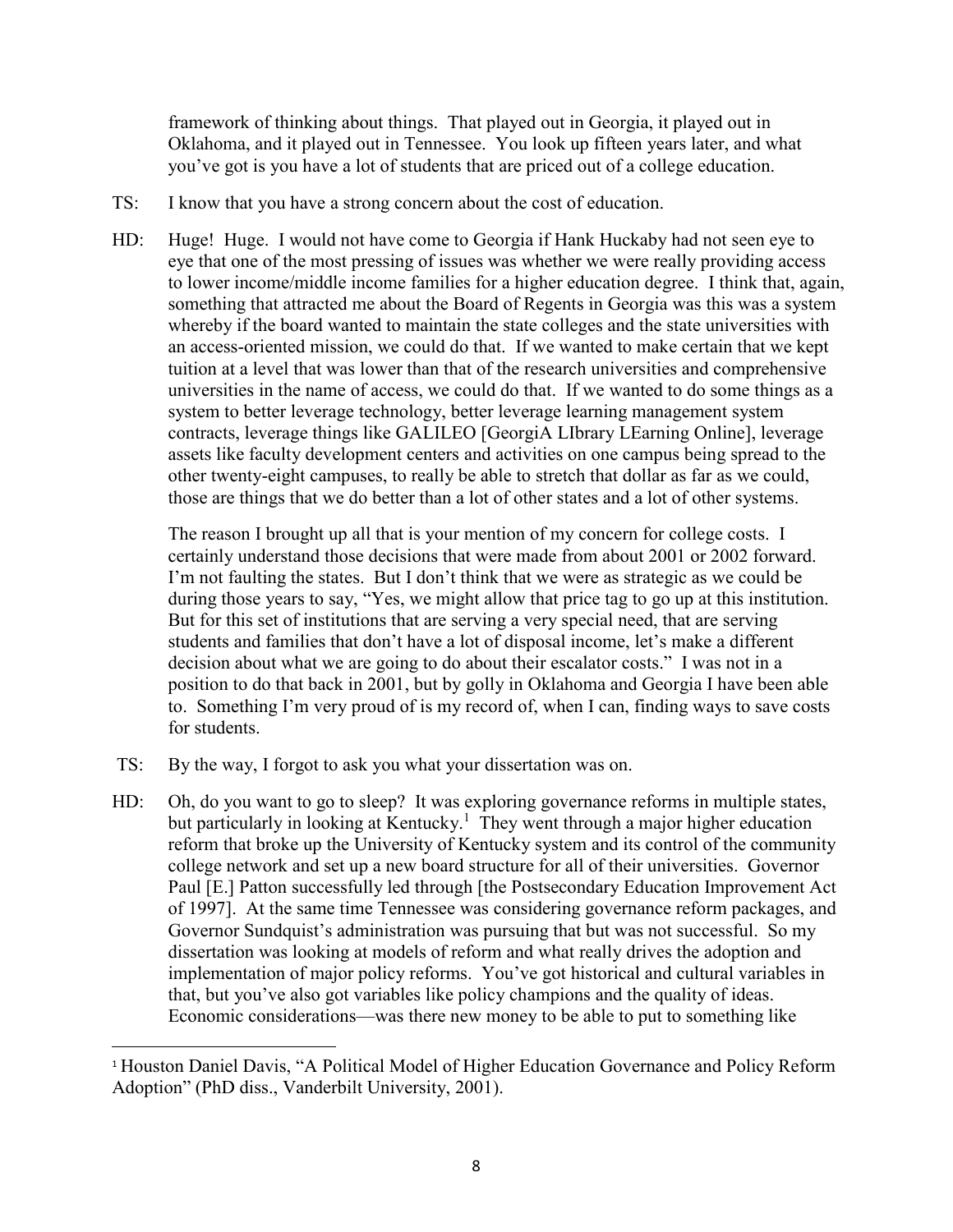framework of thinking about things. That played out in Georgia, it played out in Oklahoma, and it played out in Tennessee. You look up fifteen years later, and what you've got is you have a lot of students that are priced out of a college education.

TS: I know that you have a strong concern about the cost of education.

HD: Huge! Huge. I would not have come to Georgia if Hank Huckaby had not seen eye to eye that one of the most pressing of issues was whether we were really providing access to lower income/middle income families for a higher education degree. I think that, again, something that attracted me about the Board of Regents in Georgia was this was a system whereby if the board wanted to maintain the state colleges and the state universities with an access-oriented mission, we could do that. If we wanted to make certain that we kept tuition at a level that was lower than that of the research universities and comprehensive universities in the name of access, we could do that. If we wanted to do some things as a system to better leverage technology, better leverage learning management system contracts, leverage things like GALILEO [GeorgiA LIbrary LEarning Online], leverage assets like faculty development centers and activities on one campus being spread to the other twenty-eight campuses, to really be able to stretch that dollar as far as we could, those are things that we do better than a lot of other states and a lot of other systems.

The reason I brought up all that is your mention of my concern for college costs. I certainly understand those decisions that were made from about 2001 or 2002 forward. I'm not faulting the states. But I don't think that we were as strategic as we could be during those years to say, "Yes, we might allow that price tag to go up at this institution. But for this set of institutions that are serving a very special need, that are serving students and families that don't have a lot of disposal income, let's make a different decision about what we are going to do about their escalator costs." I was not in a position to do that back in 2001, but by golly in Oklahoma and Georgia I have been able to. Something I'm very proud of is my record of, when I can, finding ways to save costs for students.

TS: By the way, I forgot to ask you what your dissertation was on.

HD: Oh, do you want to go to sleep? It was exploring governance reforms in multiple states, but particularly in looking at Kentucky.[1] They went through a major higher education reform that broke up the University of Kentucky system and its control of the community college network and set up a new board structure for all of their universities. Governor Paul [E.] Patton successfully led through [the Postsecondary Education Improvement Act of 1997]. At the same time Tennessee was considering governance reform packages, and Governor Sundquist's administration was pursuing that but was not successful. So my dissertation was looking at models of reform and what really drives the adoption and implementation of major policy reforms. You've got historical and cultural variables in that, but you've also got variables like policy champions and the quality of ideas. Economic considerations—was there new money to be able to put to something like

---

[1] Houston Daniel Davis, "A Political Model of Higher Education Governance and Policy Reform Adoption" (PhD diss., Vanderbilt University, 2001).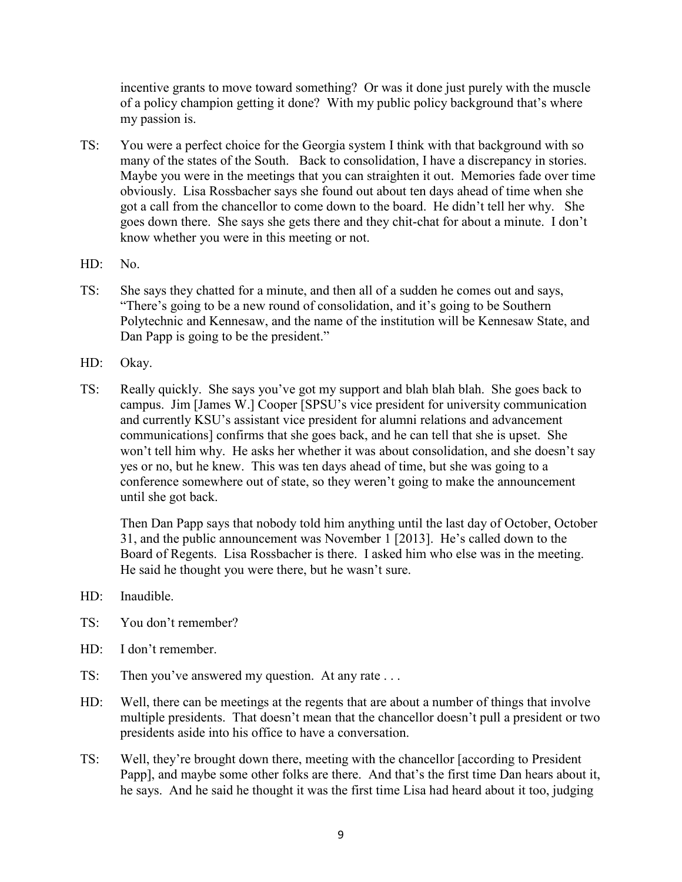incentive grants to move toward something? Or was it done just purely with the muscle of a policy champion getting it done? With my public policy background that's where my passion is.

TS: You were a perfect choice for the Georgia system I think with that background with so many of the states of the South. Back to consolidation, I have a discrepancy in stories. Maybe you were in the meetings that you can straighten it out. Memories fade over time obviously. Lisa Rossbacher says she found out about ten days ahead of time when she got a call from the chancellor to come down to the board. He didn't tell her why. She goes down there. She says she gets there and they chit-chat for about a minute. I don't know whether you were in this meeting or not.

HD: No.

TS: She says they chatted for a minute, and then all of a sudden he comes out and says, "There's going to be a new round of consolidation, and it's going to be Southern Polytechnic and Kennesaw, and the name of the institution will be Kennesaw State, and Dan Papp is going to be the president."

HD: Okay.

TS: Really quickly. She says you've got my support and blah blah blah. She goes back to campus. Jim [James W.] Cooper [SPSU's vice president for university communication and currently KSU's assistant vice president for alumni relations and advancement communications] confirms that she goes back, and he can tell that she is upset. She won't tell him why. He asks her whether it was about consolidation, and she doesn't say yes or no, but he knew. This was ten days ahead of time, but she was going to a conference somewhere out of state, so they weren't going to make the announcement until she got back.

Then Dan Papp says that nobody told him anything until the last day of October, October 31, and the public announcement was November 1 [2013]. He's called down to the Board of Regents. Lisa Rossbacher is there. I asked him who else was in the meeting. He said he thought you were there, but he wasn't sure.

HD: Inaudible.

TS: You don't remember?

HD: I don't remember.

TS: Then you've answered my question. At any rate . . .

HD: Well, there can be meetings at the regents that are about a number of things that involve multiple presidents. That doesn't mean that the chancellor doesn't pull a president or two presidents aside into his office to have a conversation.

TS: Well, they're brought down there, meeting with the chancellor [according to President Papp], and maybe some other folks are there. And that's the first time Dan hears about it, he says. And he said he thought it was the first time Lisa had heard about it too, judging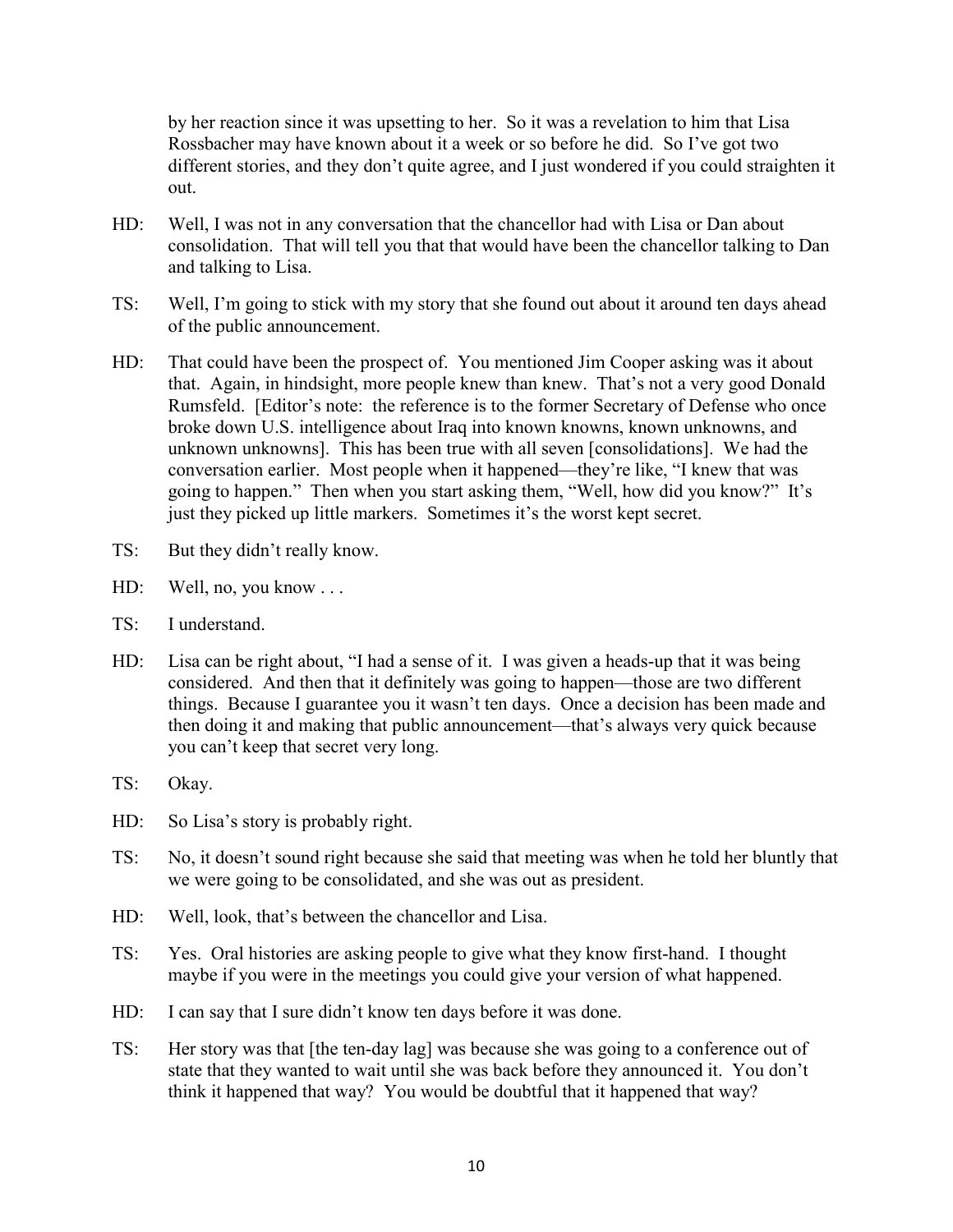by her reaction since it was upsetting to her. So it was a revelation to him that Lisa Rossbacher may have known about it a week or so before he did. So I've got two different stories, and they don't quite agree, and I just wondered if you could straighten it out.

HD: Well, I was not in any conversation that the chancellor had with Lisa or Dan about consolidation. That will tell you that that would have been the chancellor talking to Dan and talking to Lisa.

TS: Well, I'm going to stick with my story that she found out about it around ten days ahead of the public announcement.

HD: That could have been the prospect of. You mentioned Jim Cooper asking was it about that. Again, in hindsight, more people knew than knew. That's not a very good Donald Rumsfeld. [Editor's note: the reference is to the former Secretary of Defense who once broke down U.S. intelligence about Iraq into known knowns, known unknowns, and unknown unknowns]. This has been true with all seven [consolidations]. We had the conversation earlier. Most people when it happened—they're like, "I knew that was going to happen." Then when you start asking them, "Well, how did you know?" It's just they picked up little markers. Sometimes it's the worst kept secret.

TS: But they didn't really know.

HD: Well, no, you know . . .

TS: I understand.

HD: Lisa can be right about, "I had a sense of it. I was given a heads-up that it was being considered. And then that it definitely was going to happen—those are two different things. Because I guarantee you it wasn't ten days. Once a decision has been made and then doing it and making that public announcement—that's always very quick because you can't keep that secret very long.

TS: Okay.

HD: So Lisa's story is probably right.

TS: No, it doesn't sound right because she said that meeting was when he told her bluntly that we were going to be consolidated, and she was out as president.

HD: Well, look, that's between the chancellor and Lisa.

TS: Yes. Oral histories are asking people to give what they know first-hand. I thought maybe if you were in the meetings you could give your version of what happened.

HD: I can say that I sure didn't know ten days before it was done.

TS: Her story was that [the ten-day lag] was because she was going to a conference out of state that they wanted to wait until she was back before they announced it. You don't think it happened that way? You would be doubtful that it happened that way?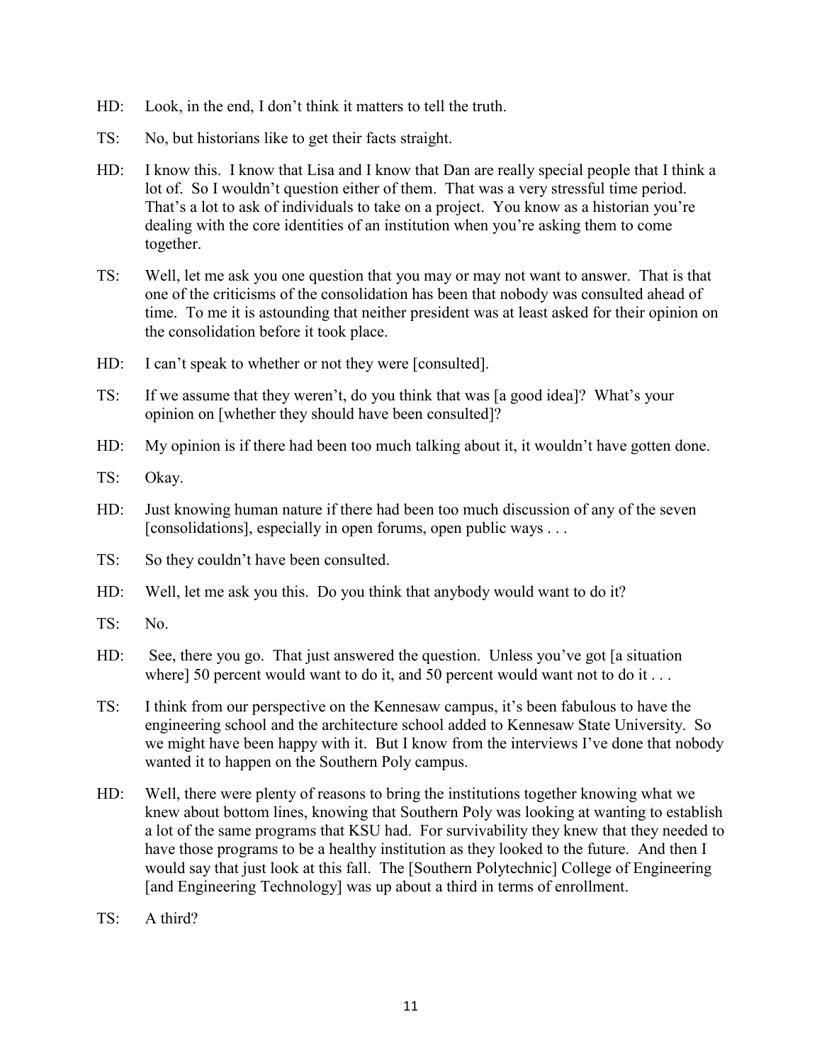HD: Look, in the end, I don't think it matters to tell the truth.

TS: No, but historians like to get their facts straight.

HD: I know this. I know that Lisa and I know that Dan are really special people that I think a lot of. So I wouldn't question either of them. That was a very stressful time period. That's a lot to ask of individuals to take on a project. You know as a historian you're dealing with the core identities of an institution when you're asking them to come together.

TS: Well, let me ask you one question that you may or may not want to answer. That is that one of the criticisms of the consolidation has been that nobody was consulted ahead of time. To me it is astounding that neither president was at least asked for their opinion on the consolidation before it took place.

HD: I can't speak to whether or not they were [consulted].

TS: If we assume that they weren't, do you think that was [a good idea]? What's your opinion on [whether they should have been consulted]?

HD: My opinion is if there had been too much talking about it, it wouldn't have gotten done.

TS: Okay.

HD: Just knowing human nature if there had been too much discussion of any of the seven [consolidations], especially in open forums, open public ways . . .

TS: So they couldn't have been consulted.

HD: Well, let me ask you this. Do you think that anybody would want to do it?

TS: No.

HD: See, there you go. That just answered the question. Unless you've got [a situation where] 50 percent would want to do it, and 50 percent would want not to do it . . .

TS: I think from our perspective on the Kennesaw campus, it's been fabulous to have the engineering school and the architecture school added to Kennesaw State University. So we might have been happy with it. But I know from the interviews I've done that nobody wanted it to happen on the Southern Poly campus.

HD: Well, there were plenty of reasons to bring the institutions together knowing what we knew about bottom lines, knowing that Southern Poly was looking at wanting to establish a lot of the same programs that KSU had. For survivability they knew that they needed to have those programs to be a healthy institution as they looked to the future. And then I would say that just look at this fall. The [Southern Polytechnic] College of Engineering [and Engineering Technology] was up about a third in terms of enrollment.

TS: A third?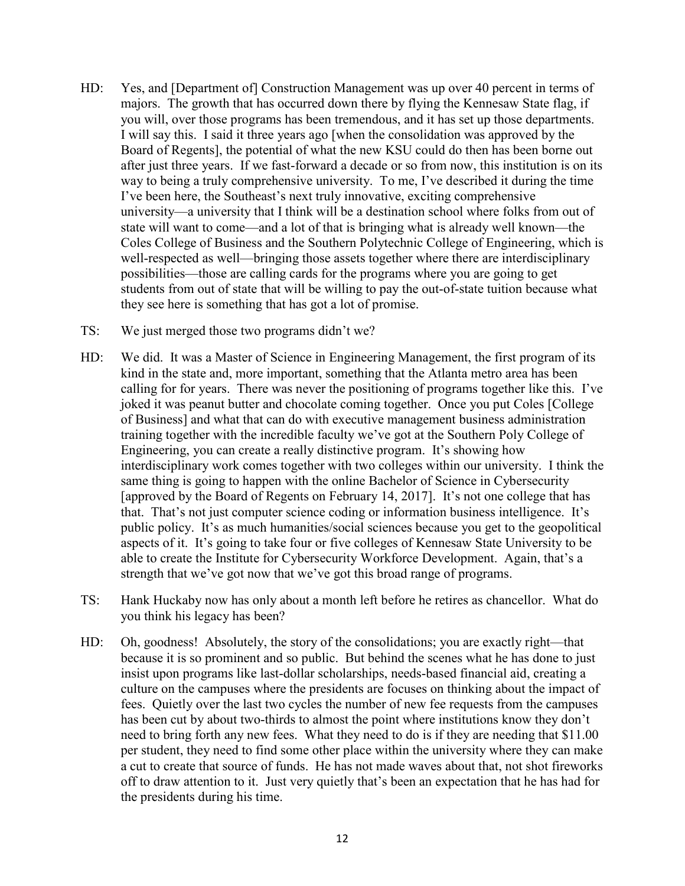HD: Yes, and [Department of] Construction Management was up over 40 percent in terms of majors. The growth that has occurred down there by flying the Kennesaw State flag, if you will, over those programs has been tremendous, and it has set up those departments. I will say this. I said it three years ago [when the consolidation was approved by the Board of Regents], the potential of what the new KSU could do then has been borne out after just three years. If we fast-forward a decade or so from now, this institution is on its way to being a truly comprehensive university. To me, I've described it during the time I've been here, the Southeast's next truly innovative, exciting comprehensive university—a university that I think will be a destination school where folks from out of state will want to come—and a lot of that is bringing what is already well known—the Coles College of Business and the Southern Polytechnic College of Engineering, which is well-respected as well—bringing those assets together where there are interdisciplinary possibilities—those are calling cards for the programs where you are going to get students from out of state that will be willing to pay the out-of-state tuition because what they see here is something that has got a lot of promise.

TS: We just merged those two programs didn't we?

HD: We did. It was a Master of Science in Engineering Management, the first program of its kind in the state and, more important, something that the Atlanta metro area has been calling for for years. There was never the positioning of programs together like this. I've joked it was peanut butter and chocolate coming together. Once you put Coles [College of Business] and what that can do with executive management business administration training together with the incredible faculty we've got at the Southern Poly College of Engineering, you can create a really distinctive program. It's showing how interdisciplinary work comes together with two colleges within our university. I think the same thing is going to happen with the online Bachelor of Science in Cybersecurity [approved by the Board of Regents on February 14, 2017]. It's not one college that has that. That's not just computer science coding or information business intelligence. It's public policy. It's as much humanities/social sciences because you get to the geopolitical aspects of it. It's going to take four or five colleges of Kennesaw State University to be able to create the Institute for Cybersecurity Workforce Development. Again, that's a strength that we've got now that we've got this broad range of programs.

TS: Hank Huckaby now has only about a month left before he retires as chancellor. What do you think his legacy has been?

HD: Oh, goodness! Absolutely, the story of the consolidations; you are exactly right—that because it is so prominent and so public. But behind the scenes what he has done to just insist upon programs like last-dollar scholarships, needs-based financial aid, creating a culture on the campuses where the presidents are focuses on thinking about the impact of fees. Quietly over the last two cycles the number of new fee requests from the campuses has been cut by about two-thirds to almost the point where institutions know they don't need to bring forth any new fees. What they need to do is if they are needing that $11.00 per student, they need to find some other place within the university where they can make a cut to create that source of funds. He has not made waves about that, not shot fireworks off to draw attention to it. Just very quietly that's been an expectation that he has had for the presidents during his time.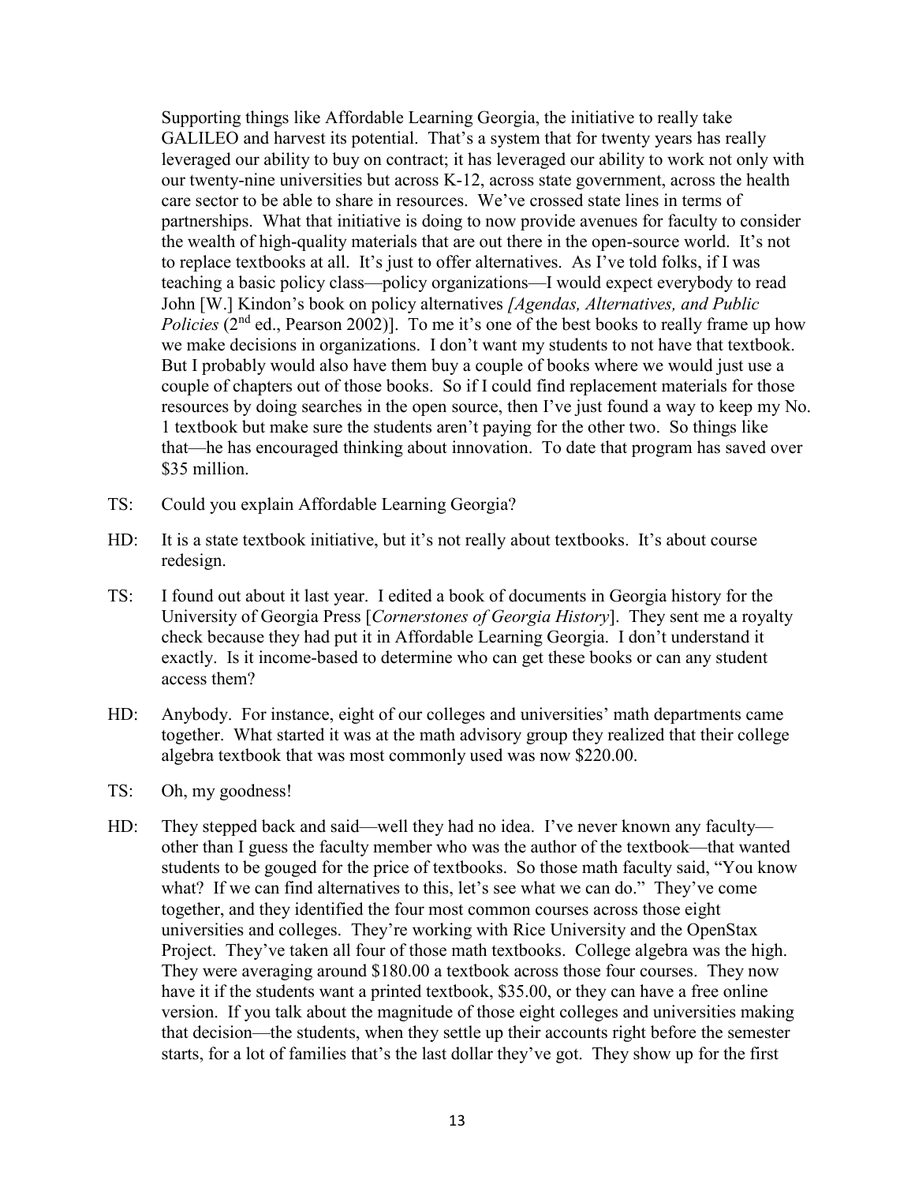Supporting things like Affordable Learning Georgia, the initiative to really take GALILEO and harvest its potential. That's a system that for twenty years has really leveraged our ability to buy on contract; it has leveraged our ability to work not only with our twenty-nine universities but across K-12, across state government, across the health care sector to be able to share in resources. We've crossed state lines in terms of partnerships. What that initiative is doing to now provide avenues for faculty to consider the wealth of high-quality materials that are out there in the open-source world. It's not to replace textbooks at all. It's just to offer alternatives. As I've told folks, if I was teaching a basic policy class—policy organizations—I would expect everybody to read John [W.] Kindon's book on policy alternatives *[Agendas, Alternatives, and Public Policies* (2nd ed., Pearson 2002)]. To me it's one of the best books to really frame up how we make decisions in organizations. I don't want my students to not have that textbook. But I probably would also have them buy a couple of books where we would just use a couple of chapters out of those books. So if I could find replacement materials for those resources by doing searches in the open source, then I've just found a way to keep my No. 1 textbook but make sure the students aren't paying for the other two. So things like that—he has encouraged thinking about innovation. To date that program has saved over $35 million.

TS: Could you explain Affordable Learning Georgia?

HD: It is a state textbook initiative, but it's not really about textbooks. It's about course redesign.

TS: I found out about it last year. I edited a book of documents in Georgia history for the University of Georgia Press [*Cornerstones of Georgia History*]. They sent me a royalty check because they had put it in Affordable Learning Georgia. I don't understand it exactly. Is it income-based to determine who can get these books or can any student access them?

HD: Anybody. For instance, eight of our colleges and universities' math departments came together. What started it was at the math advisory group they realized that their college algebra textbook that was most commonly used was now $220.00.

TS: Oh, my goodness!

HD: They stepped back and said—well they had no idea. I've never known any faculty—other than I guess the faculty member who was the author of the textbook—that wanted students to be gouged for the price of textbooks. So those math faculty said, "You know what? If we can find alternatives to this, let's see what we can do." They've come together, and they identified the four most common courses across those eight universities and colleges. They're working with Rice University and the OpenStax Project. They've taken all four of those math textbooks. College algebra was the high. They were averaging around $180.00 a textbook across those four courses. They now have it if the students want a printed textbook, $35.00, or they can have a free online version. If you talk about the magnitude of those eight colleges and universities making that decision—the students, when they settle up their accounts right before the semester starts, for a lot of families that's the last dollar they've got. They show up for the first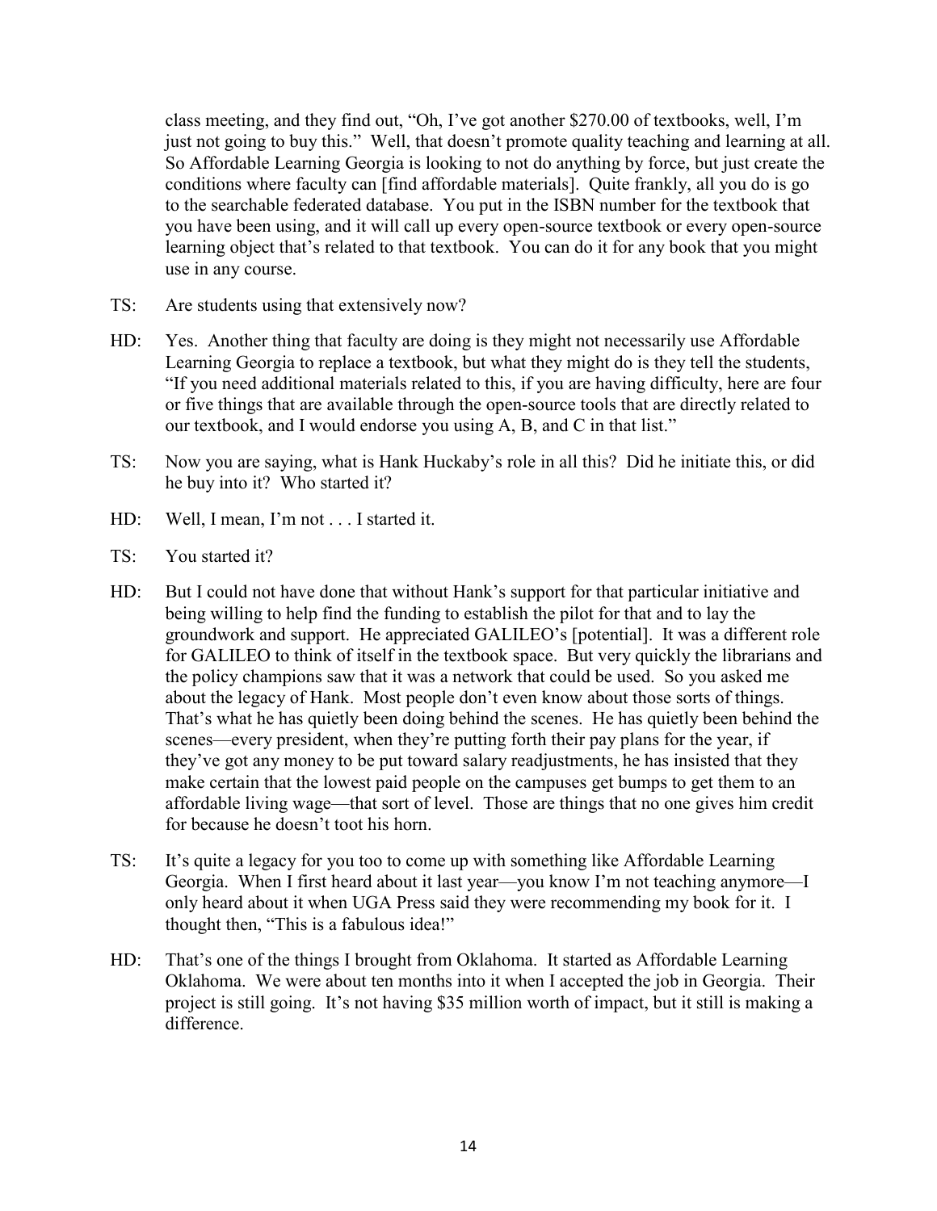class meeting, and they find out, "Oh, I've got another $270.00 of textbooks, well, I'm just not going to buy this." Well, that doesn't promote quality teaching and learning at all. So Affordable Learning Georgia is looking to not do anything by force, but just create the conditions where faculty can [find affordable materials]. Quite frankly, all you do is go to the searchable federated database. You put in the ISBN number for the textbook that you have been using, and it will call up every open-source textbook or every open-source learning object that's related to that textbook. You can do it for any book that you might use in any course.

TS: Are students using that extensively now?

HD: Yes. Another thing that faculty are doing is they might not necessarily use Affordable Learning Georgia to replace a textbook, but what they might do is they tell the students, "If you need additional materials related to this, if you are having difficulty, here are four or five things that are available through the open-source tools that are directly related to our textbook, and I would endorse you using A, B, and C in that list."

TS: Now you are saying, what is Hank Huckaby's role in all this? Did he initiate this, or did he buy into it? Who started it?

HD: Well, I mean, I'm not . . . I started it.

TS: You started it?

HD: But I could not have done that without Hank's support for that particular initiative and being willing to help find the funding to establish the pilot for that and to lay the groundwork and support. He appreciated GALILEO's [potential]. It was a different role for GALILEO to think of itself in the textbook space. But very quickly the librarians and the policy champions saw that it was a network that could be used. So you asked me about the legacy of Hank. Most people don't even know about those sorts of things. That's what he has quietly been doing behind the scenes. He has quietly been behind the scenes—every president, when they're putting forth their pay plans for the year, if they've got any money to be put toward salary readjustments, he has insisted that they make certain that the lowest paid people on the campuses get bumps to get them to an affordable living wage—that sort of level. Those are things that no one gives him credit for because he doesn't toot his horn.

TS: It's quite a legacy for you too to come up with something like Affordable Learning Georgia. When I first heard about it last year—you know I'm not teaching anymore—I only heard about it when UGA Press said they were recommending my book for it. I thought then, "This is a fabulous idea!"

HD: That's one of the things I brought from Oklahoma. It started as Affordable Learning Oklahoma. We were about ten months into it when I accepted the job in Georgia. Their project is still going. It's not having $35 million worth of impact, but it still is making a difference.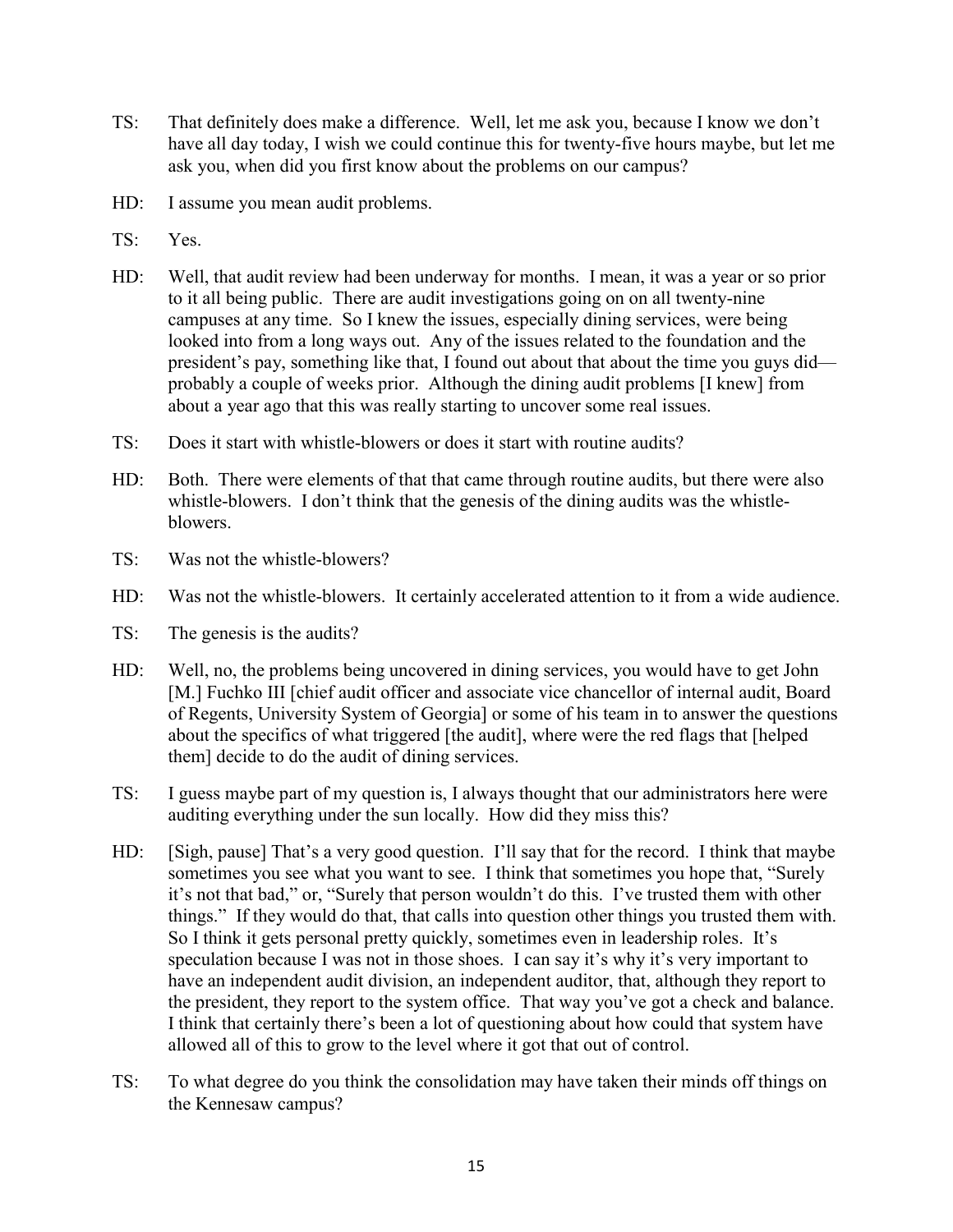TS: That definitely does make a difference. Well, let me ask you, because I know we don't have all day today, I wish we could continue this for twenty-five hours maybe, but let me ask you, when did you first know about the problems on our campus?

HD: I assume you mean audit problems.

TS: Yes.

HD: Well, that audit review had been underway for months. I mean, it was a year or so prior to it all being public. There are audit investigations going on on all twenty-nine campuses at any time. So I knew the issues, especially dining services, were being looked into from a long ways out. Any of the issues related to the foundation and the president's pay, something like that, I found out about that about the time you guys did—probably a couple of weeks prior. Although the dining audit problems [I knew] from about a year ago that this was really starting to uncover some real issues.

TS: Does it start with whistle-blowers or does it start with routine audits?

HD: Both. There were elements of that that came through routine audits, but there were also whistle-blowers. I don't think that the genesis of the dining audits was the whistle-blowers.

TS: Was not the whistle-blowers?

HD: Was not the whistle-blowers. It certainly accelerated attention to it from a wide audience.

TS: The genesis is the audits?

HD: Well, no, the problems being uncovered in dining services, you would have to get John [M.] Fuchko III [chief audit officer and associate vice chancellor of internal audit, Board of Regents, University System of Georgia] or some of his team in to answer the questions about the specifics of what triggered [the audit], where were the red flags that [helped them] decide to do the audit of dining services.

TS: I guess maybe part of my question is, I always thought that our administrators here were auditing everything under the sun locally. How did they miss this?

HD: [Sigh, pause] That's a very good question. I'll say that for the record. I think that maybe sometimes you see what you want to see. I think that sometimes you hope that, "Surely it's not that bad," or, "Surely that person wouldn't do this. I've trusted them with other things." If they would do that, that calls into question other things you trusted them with. So I think it gets personal pretty quickly, sometimes even in leadership roles. It's speculation because I was not in those shoes. I can say it's why it's very important to have an independent audit division, an independent auditor, that, although they report to the president, they report to the system office. That way you've got a check and balance. I think that certainly there's been a lot of questioning about how could that system have allowed all of this to grow to the level where it got that out of control.

TS: To what degree do you think the consolidation may have taken their minds off things on the Kennesaw campus?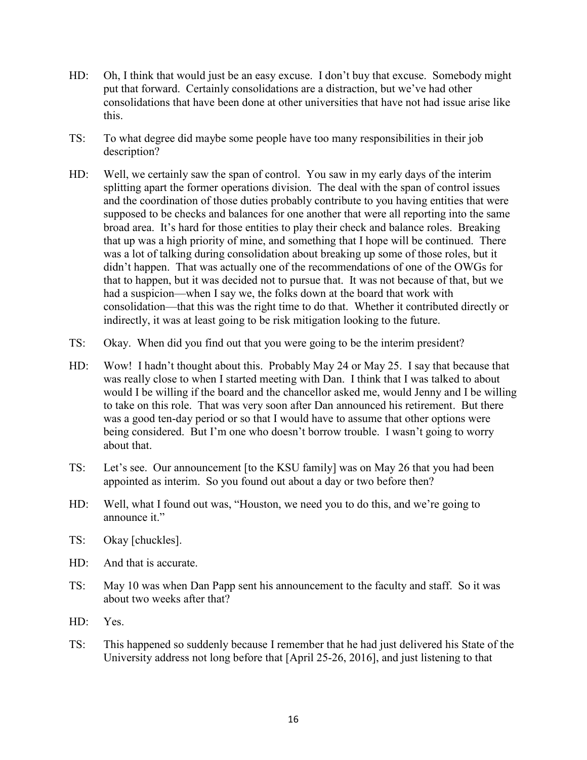HD: Oh, I think that would just be an easy excuse. I don't buy that excuse. Somebody might put that forward. Certainly consolidations are a distraction, but we've had other consolidations that have been done at other universities that have not had issue arise like this.

TS: To what degree did maybe some people have too many responsibilities in their job description?

HD: Well, we certainly saw the span of control. You saw in my early days of the interim splitting apart the former operations division. The deal with the span of control issues and the coordination of those duties probably contribute to you having entities that were supposed to be checks and balances for one another that were all reporting into the same broad area. It's hard for those entities to play their check and balance roles. Breaking that up was a high priority of mine, and something that I hope will be continued. There was a lot of talking during consolidation about breaking up some of those roles, but it didn't happen. That was actually one of the recommendations of one of the OWGs for that to happen, but it was decided not to pursue that. It was not because of that, but we had a suspicion—when I say we, the folks down at the board that work with consolidation—that this was the right time to do that. Whether it contributed directly or indirectly, it was at least going to be risk mitigation looking to the future.

TS: Okay. When did you find out that you were going to be the interim president?

HD: Wow! I hadn't thought about this. Probably May 24 or May 25. I say that because that was really close to when I started meeting with Dan. I think that I was talked to about would I be willing if the board and the chancellor asked me, would Jenny and I be willing to take on this role. That was very soon after Dan announced his retirement. But there was a good ten-day period or so that I would have to assume that other options were being considered. But I'm one who doesn't borrow trouble. I wasn't going to worry about that.

TS: Let's see. Our announcement [to the KSU family] was on May 26 that you had been appointed as interim. So you found out about a day or two before then?

HD: Well, what I found out was, "Houston, we need you to do this, and we're going to announce it."

TS: Okay [chuckles].

HD: And that is accurate.

TS: May 10 was when Dan Papp sent his announcement to the faculty and staff. So it was about two weeks after that?

HD: Yes.

TS: This happened so suddenly because I remember that he had just delivered his State of the University address not long before that [April 25-26, 2016], and just listening to that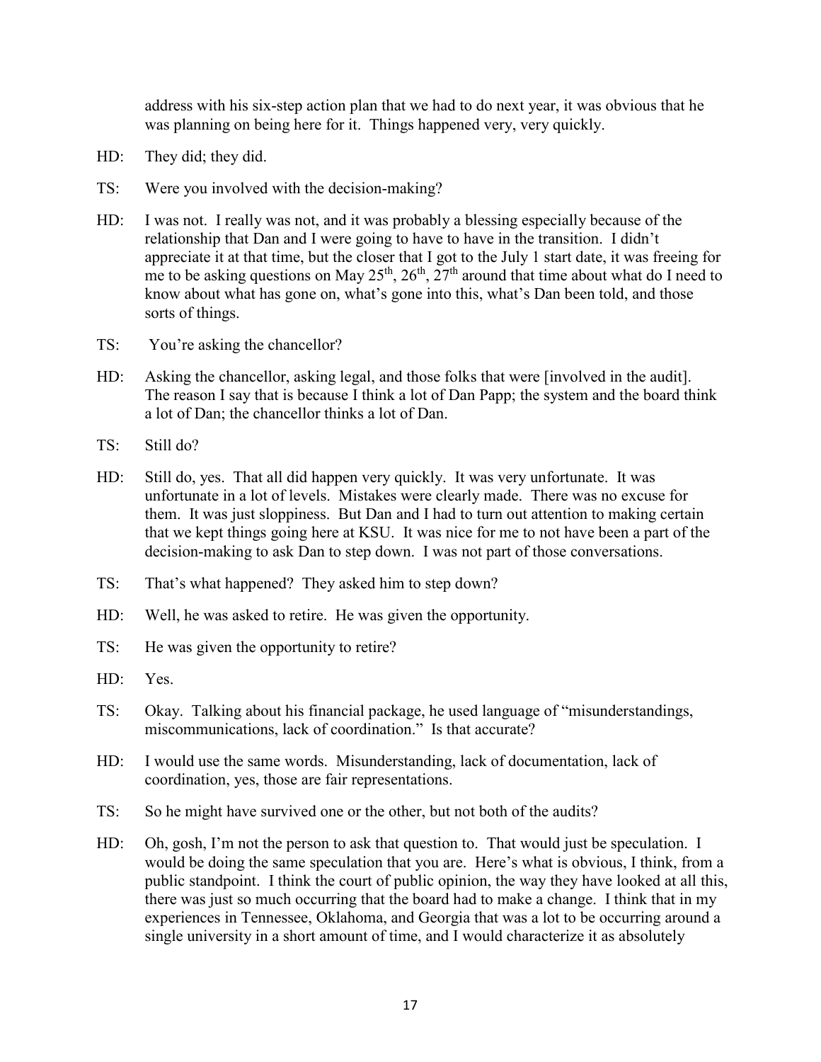address with his six-step action plan that we had to do next year, it was obvious that he was planning on being here for it. Things happened very, very quickly.

HD: They did; they did.

TS: Were you involved with the decision-making?

HD: I was not. I really was not, and it was probably a blessing especially because of the relationship that Dan and I were going to have to have in the transition. I didn't appreciate it at that time, but the closer that I got to the July 1 start date, it was freeing for me to be asking questions on May 25th, 26th, 27th around that time about what do I need to know about what has gone on, what's gone into this, what's Dan been told, and those sorts of things.

TS: You're asking the chancellor?

HD: Asking the chancellor, asking legal, and those folks that were [involved in the audit]. The reason I say that is because I think a lot of Dan Papp; the system and the board think a lot of Dan; the chancellor thinks a lot of Dan.

TS: Still do?

HD: Still do, yes. That all did happen very quickly. It was very unfortunate. It was unfortunate in a lot of levels. Mistakes were clearly made. There was no excuse for them. It was just sloppiness. But Dan and I had to turn out attention to making certain that we kept things going here at KSU. It was nice for me to not have been a part of the decision-making to ask Dan to step down. I was not part of those conversations.

TS: That's what happened? They asked him to step down?

HD: Well, he was asked to retire. He was given the opportunity.

TS: He was given the opportunity to retire?

HD: Yes.

TS: Okay. Talking about his financial package, he used language of "misunderstandings, miscommunications, lack of coordination." Is that accurate?

HD: I would use the same words. Misunderstanding, lack of documentation, lack of coordination, yes, those are fair representations.

TS: So he might have survived one or the other, but not both of the audits?

HD: Oh, gosh, I'm not the person to ask that question to. That would just be speculation. I would be doing the same speculation that you are. Here's what is obvious, I think, from a public standpoint. I think the court of public opinion, the way they have looked at all this, there was just so much occurring that the board had to make a change. I think that in my experiences in Tennessee, Oklahoma, and Georgia that was a lot to be occurring around a single university in a short amount of time, and I would characterize it as absolutely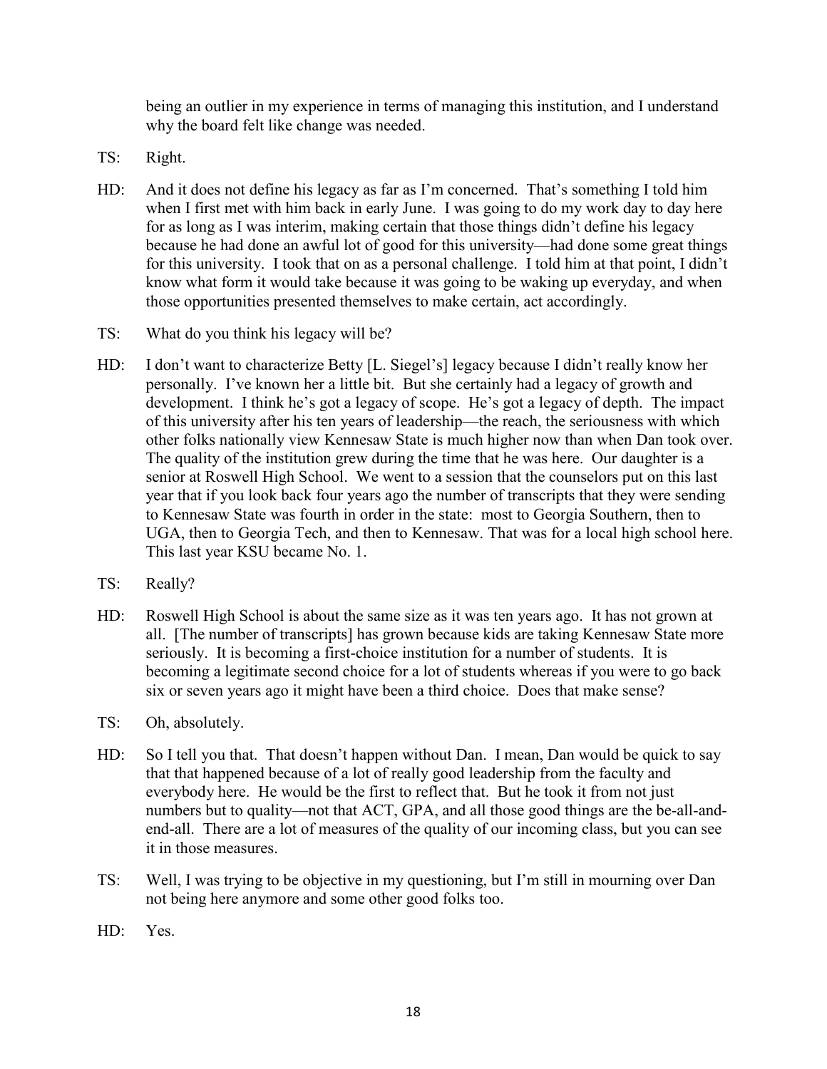being an outlier in my experience in terms of managing this institution, and I understand why the board felt like change was needed.

TS: Right.

HD: And it does not define his legacy as far as I'm concerned. That's something I told him when I first met with him back in early June. I was going to do my work day to day here for as long as I was interim, making certain that those things didn't define his legacy because he had done an awful lot of good for this university—had done some great things for this university. I took that on as a personal challenge. I told him at that point, I didn't know what form it would take because it was going to be waking up everyday, and when those opportunities presented themselves to make certain, act accordingly.

TS: What do you think his legacy will be?

HD: I don't want to characterize Betty [L. Siegel's] legacy because I didn't really know her personally. I've known her a little bit. But she certainly had a legacy of growth and development. I think he's got a legacy of scope. He's got a legacy of depth. The impact of this university after his ten years of leadership—the reach, the seriousness with which other folks nationally view Kennesaw State is much higher now than when Dan took over. The quality of the institution grew during the time that he was here. Our daughter is a senior at Roswell High School. We went to a session that the counselors put on this last year that if you look back four years ago the number of transcripts that they were sending to Kennesaw State was fourth in order in the state: most to Georgia Southern, then to UGA, then to Georgia Tech, and then to Kennesaw. That was for a local high school here. This last year KSU became No. 1.

TS: Really?

HD: Roswell High School is about the same size as it was ten years ago. It has not grown at all. [The number of transcripts] has grown because kids are taking Kennesaw State more seriously. It is becoming a first-choice institution for a number of students. It is becoming a legitimate second choice for a lot of students whereas if you were to go back six or seven years ago it might have been a third choice. Does that make sense?

TS: Oh, absolutely.

HD: So I tell you that. That doesn't happen without Dan. I mean, Dan would be quick to say that that happened because of a lot of really good leadership from the faculty and everybody here. He would be the first to reflect that. But he took it from not just numbers but to quality—not that ACT, GPA, and all those good things are the be-all-and-end-all. There are a lot of measures of the quality of our incoming class, but you can see it in those measures.

TS: Well, I was trying to be objective in my questioning, but I'm still in mourning over Dan not being here anymore and some other good folks too.

HD: Yes.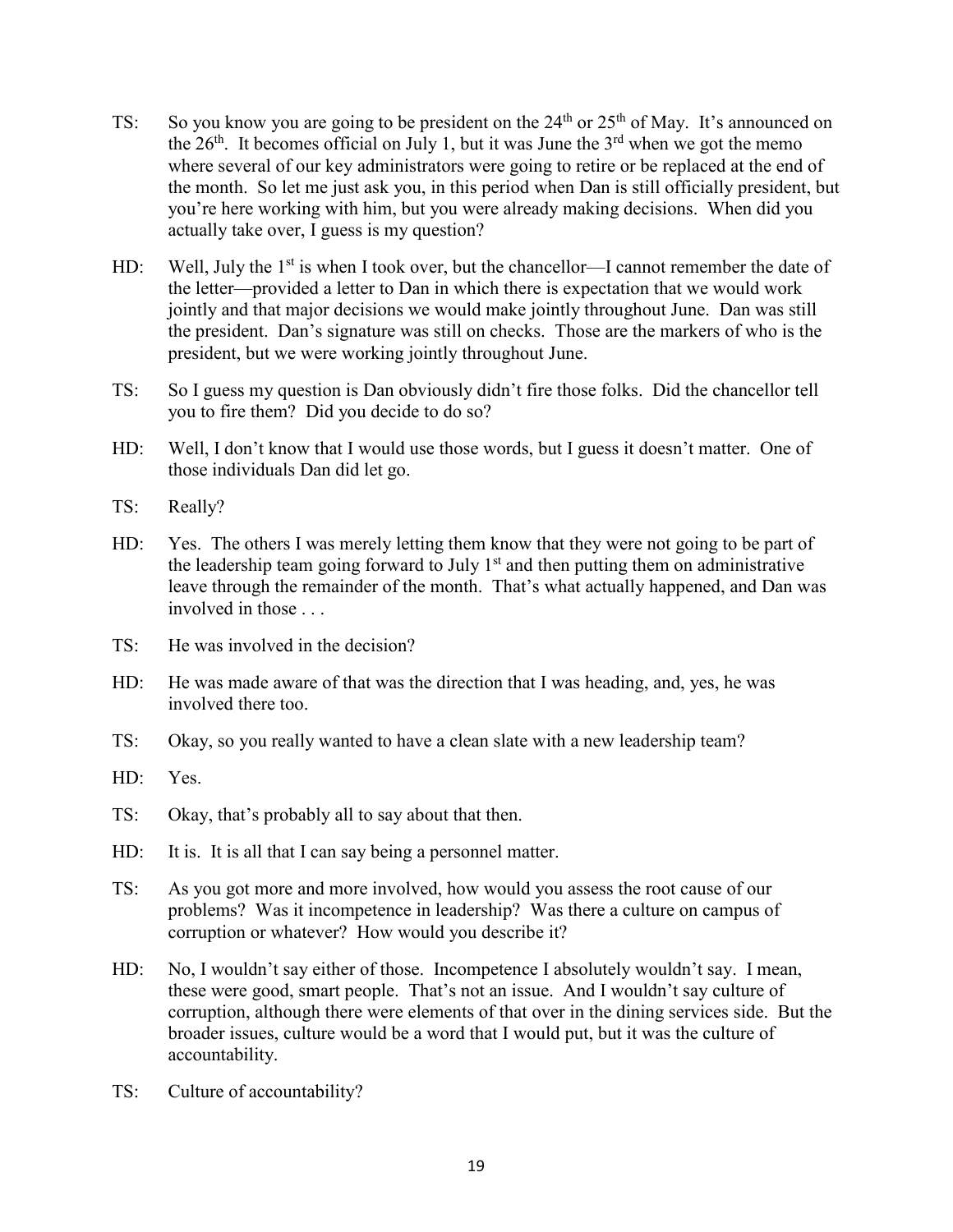TS: So you know you are going to be president on the 24th or 25th of May. It's announced on the 26th. It becomes official on July 1, but it was June the 3rd when we got the memo where several of our key administrators were going to retire or be replaced at the end of the month. So let me just ask you, in this period when Dan is still officially president, but you're here working with him, but you were already making decisions. When did you actually take over, I guess is my question?

HD: Well, July the 1st is when I took over, but the chancellor—I cannot remember the date of the letter—provided a letter to Dan in which there is expectation that we would work jointly and that major decisions we would make jointly throughout June. Dan was still the president. Dan's signature was still on checks. Those are the markers of who is the president, but we were working jointly throughout June.

TS: So I guess my question is Dan obviously didn't fire those folks. Did the chancellor tell you to fire them? Did you decide to do so?

HD: Well, I don't know that I would use those words, but I guess it doesn't matter. One of those individuals Dan did let go.

TS: Really?

HD: Yes. The others I was merely letting them know that they were not going to be part of the leadership team going forward to July 1st and then putting them on administrative leave through the remainder of the month. That's what actually happened, and Dan was involved in those . . .

TS: He was involved in the decision?

HD: He was made aware of that was the direction that I was heading, and, yes, he was involved there too.

TS: Okay, so you really wanted to have a clean slate with a new leadership team?

HD: Yes.

TS: Okay, that's probably all to say about that then.

HD: It is. It is all that I can say being a personnel matter.

TS: As you got more and more involved, how would you assess the root cause of our problems? Was it incompetence in leadership? Was there a culture on campus of corruption or whatever? How would you describe it?

HD: No, I wouldn't say either of those. Incompetence I absolutely wouldn't say. I mean, these were good, smart people. That's not an issue. And I wouldn't say culture of corruption, although there were elements of that over in the dining services side. But the broader issues, culture would be a word that I would put, but it was the culture of accountability.

TS: Culture of accountability?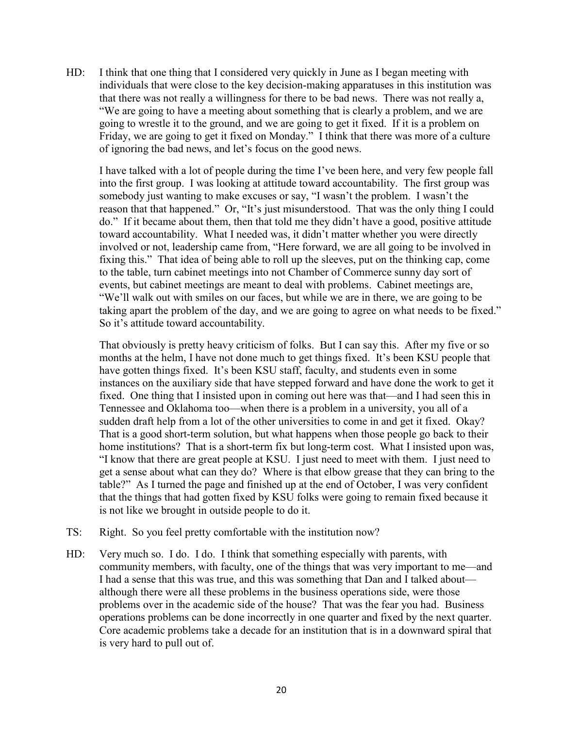HD: I think that one thing that I considered very quickly in June as I began meeting with individuals that were close to the key decision-making apparatuses in this institution was that there was not really a willingness for there to be bad news. There was not really a, "We are going to have a meeting about something that is clearly a problem, and we are going to wrestle it to the ground, and we are going to get it fixed. If it is a problem on Friday, we are going to get it fixed on Monday." I think that there was more of a culture of ignoring the bad news, and let's focus on the good news.

I have talked with a lot of people during the time I've been here, and very few people fall into the first group. I was looking at attitude toward accountability. The first group was somebody just wanting to make excuses or say, "I wasn't the problem. I wasn't the reason that that happened." Or, "It's just misunderstood. That was the only thing I could do." If it became about them, then that told me they didn't have a good, positive attitude toward accountability. What I needed was, it didn't matter whether you were directly involved or not, leadership came from, "Here forward, we are all going to be involved in fixing this." That idea of being able to roll up the sleeves, put on the thinking cap, come to the table, turn cabinet meetings into not Chamber of Commerce sunny day sort of events, but cabinet meetings are meant to deal with problems. Cabinet meetings are, "We'll walk out with smiles on our faces, but while we are in there, we are going to be taking apart the problem of the day, and we are going to agree on what needs to be fixed." So it's attitude toward accountability.

That obviously is pretty heavy criticism of folks. But I can say this. After my five or so months at the helm, I have not done much to get things fixed. It's been KSU people that have gotten things fixed. It's been KSU staff, faculty, and students even in some instances on the auxiliary side that have stepped forward and have done the work to get it fixed. One thing that I insisted upon in coming out here was that—and I had seen this in Tennessee and Oklahoma too—when there is a problem in a university, you all of a sudden draft help from a lot of the other universities to come in and get it fixed. Okay? That is a good short-term solution, but what happens when those people go back to their home institutions? That is a short-term fix but long-term cost. What I insisted upon was, "I know that there are great people at KSU. I just need to meet with them. I just need to get a sense about what can they do? Where is that elbow grease that they can bring to the table?" As I turned the page and finished up at the end of October, I was very confident that the things that had gotten fixed by KSU folks were going to remain fixed because it is not like we brought in outside people to do it.

TS: Right. So you feel pretty comfortable with the institution now?

HD: Very much so. I do. I do. I think that something especially with parents, with community members, with faculty, one of the things that was very important to me—and I had a sense that this was true, and this was something that Dan and I talked about—although there were all these problems in the business operations side, were those problems over in the academic side of the house? That was the fear you had. Business operations problems can be done incorrectly in one quarter and fixed by the next quarter. Core academic problems take a decade for an institution that is in a downward spiral that is very hard to pull out of.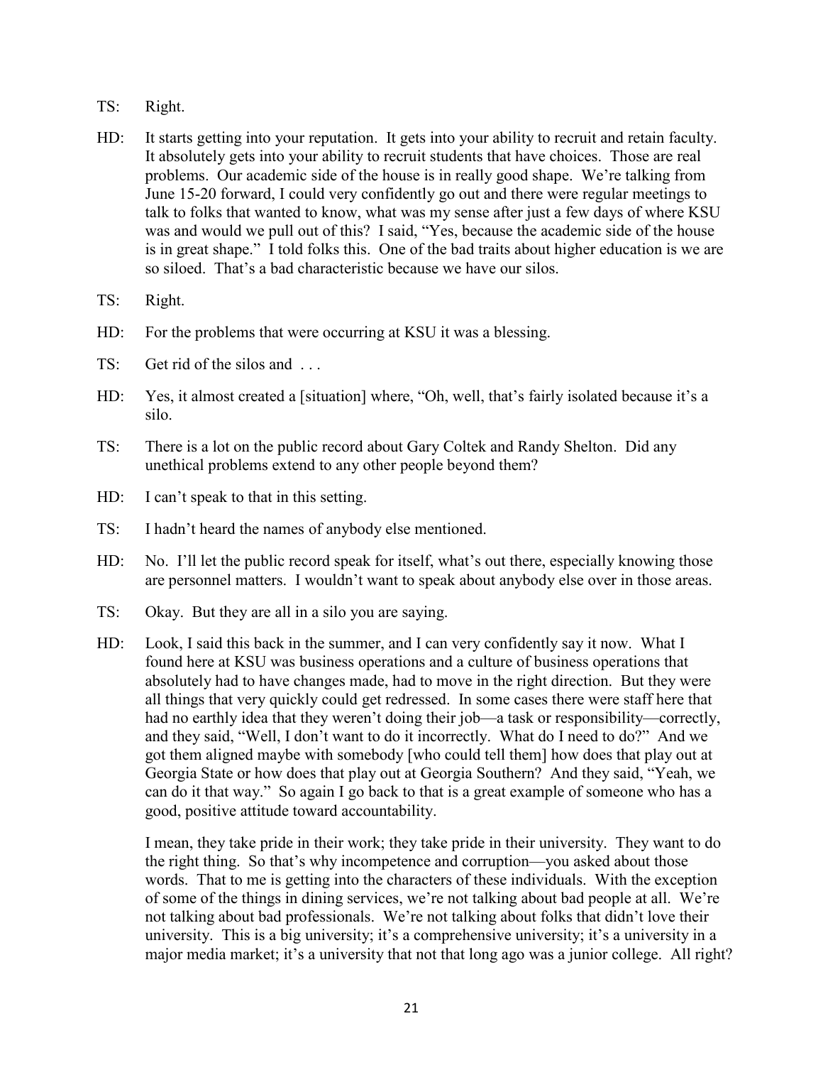TS: Right.

HD: It starts getting into your reputation. It gets into your ability to recruit and retain faculty. It absolutely gets into your ability to recruit students that have choices. Those are real problems. Our academic side of the house is in really good shape. We're talking from June 15-20 forward, I could very confidently go out and there were regular meetings to talk to folks that wanted to know, what was my sense after just a few days of where KSU was and would we pull out of this? I said, "Yes, because the academic side of the house is in great shape." I told folks this. One of the bad traits about higher education is we are so siloed. That's a bad characteristic because we have our silos.

TS: Right.

HD: For the problems that were occurring at KSU it was a blessing.

TS: Get rid of the silos and . . .

HD: Yes, it almost created a [situation] where, "Oh, well, that's fairly isolated because it's a silo.

TS: There is a lot on the public record about Gary Coltek and Randy Shelton. Did any unethical problems extend to any other people beyond them?

HD: I can't speak to that in this setting.

TS: I hadn't heard the names of anybody else mentioned.

HD: No. I'll let the public record speak for itself, what's out there, especially knowing those are personnel matters. I wouldn't want to speak about anybody else over in those areas.

TS: Okay. But they are all in a silo you are saying.

HD: Look, I said this back in the summer, and I can very confidently say it now. What I found here at KSU was business operations and a culture of business operations that absolutely had to have changes made, had to move in the right direction. But they were all things that very quickly could get redressed. In some cases there were staff here that had no earthly idea that they weren't doing their job—a task or responsibility—correctly, and they said, "Well, I don't want to do it incorrectly. What do I need to do?" And we got them aligned maybe with somebody [who could tell them] how does that play out at Georgia State or how does that play out at Georgia Southern? And they said, "Yeah, we can do it that way." So again I go back to that is a great example of someone who has a good, positive attitude toward accountability.

I mean, they take pride in their work; they take pride in their university. They want to do the right thing. So that's why incompetence and corruption—you asked about those words. That to me is getting into the characters of these individuals. With the exception of some of the things in dining services, we're not talking about bad people at all. We're not talking about bad professionals. We're not talking about folks that didn't love their university. This is a big university; it's a comprehensive university; it's a university in a major media market; it's a university that not that long ago was a junior college. All right?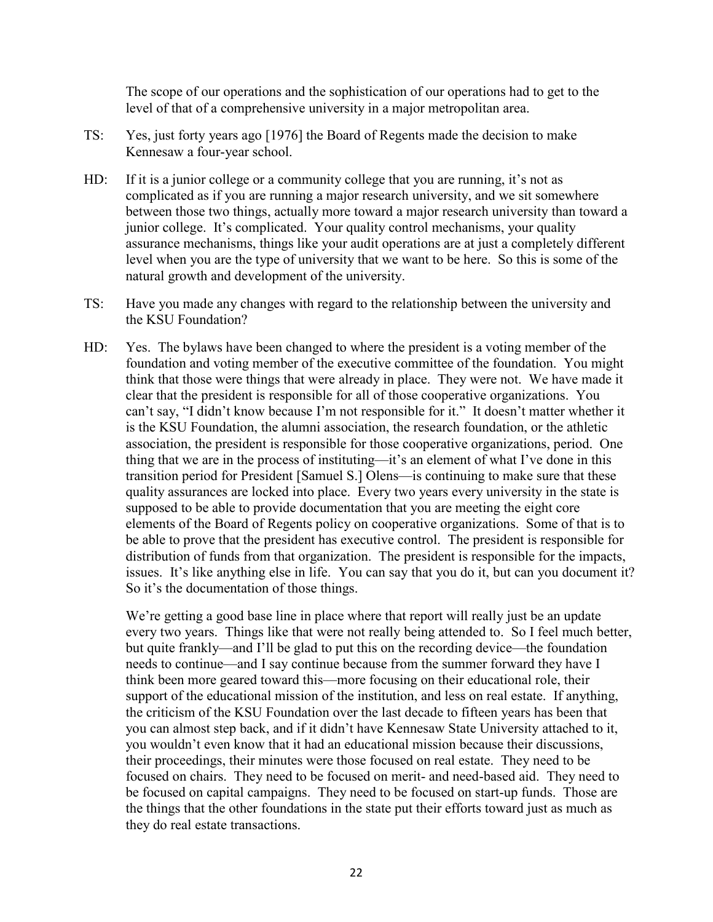The scope of our operations and the sophistication of our operations had to get to the level of that of a comprehensive university in a major metropolitan area.

TS: Yes, just forty years ago [1976] the Board of Regents made the decision to make Kennesaw a four-year school.

HD: If it is a junior college or a community college that you are running, it's not as complicated as if you are running a major research university, and we sit somewhere between those two things, actually more toward a major research university than toward a junior college. It's complicated. Your quality control mechanisms, your quality assurance mechanisms, things like your audit operations are at just a completely different level when you are the type of university that we want to be here. So this is some of the natural growth and development of the university.

TS: Have you made any changes with regard to the relationship between the university and the KSU Foundation?

HD: Yes. The bylaws have been changed to where the president is a voting member of the foundation and voting member of the executive committee of the foundation. You might think that those were things that were already in place. They were not. We have made it clear that the president is responsible for all of those cooperative organizations. You can't say, "I didn't know because I'm not responsible for it." It doesn't matter whether it is the KSU Foundation, the alumni association, the research foundation, or the athletic association, the president is responsible for those cooperative organizations, period. One thing that we are in the process of instituting—it's an element of what I've done in this transition period for President [Samuel S.] Olens—is continuing to make sure that these quality assurances are locked into place. Every two years every university in the state is supposed to be able to provide documentation that you are meeting the eight core elements of the Board of Regents policy on cooperative organizations. Some of that is to be able to prove that the president has executive control. The president is responsible for distribution of funds from that organization. The president is responsible for the impacts, issues. It's like anything else in life. You can say that you do it, but can you document it? So it's the documentation of those things.

We're getting a good base line in place where that report will really just be an update every two years. Things like that were not really being attended to. So I feel much better, but quite frankly—and I'll be glad to put this on the recording device—the foundation needs to continue—and I say continue because from the summer forward they have I think been more geared toward this—more focusing on their educational role, their support of the educational mission of the institution, and less on real estate. If anything, the criticism of the KSU Foundation over the last decade to fifteen years has been that you can almost step back, and if it didn't have Kennesaw State University attached to it, you wouldn't even know that it had an educational mission because their discussions, their proceedings, their minutes were those focused on real estate. They need to be focused on chairs. They need to be focused on merit- and need-based aid. They need to be focused on capital campaigns. They need to be focused on start-up funds. Those are the things that the other foundations in the state put their efforts toward just as much as they do real estate transactions.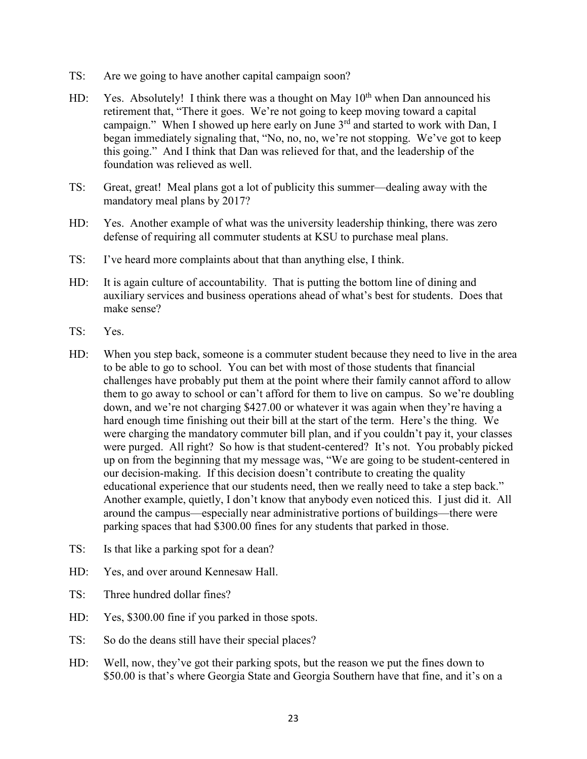TS: Are we going to have another capital campaign soon?

HD: Yes. Absolutely! I think there was a thought on May 10th when Dan announced his retirement that, "There it goes. We're not going to keep moving toward a capital campaign." When I showed up here early on June 3rd and started to work with Dan, I began immediately signaling that, "No, no, no, we're not stopping. We've got to keep this going." And I think that Dan was relieved for that, and the leadership of the foundation was relieved as well.

TS: Great, great! Meal plans got a lot of publicity this summer—dealing away with the mandatory meal plans by 2017?

HD: Yes. Another example of what was the university leadership thinking, there was zero defense of requiring all commuter students at KSU to purchase meal plans.

TS: I've heard more complaints about that than anything else, I think.

HD: It is again culture of accountability. That is putting the bottom line of dining and auxiliary services and business operations ahead of what's best for students. Does that make sense?

TS: Yes.

HD: When you step back, someone is a commuter student because they need to live in the area to be able to go to school. You can bet with most of those students that financial challenges have probably put them at the point where their family cannot afford to allow them to go away to school or can't afford for them to live on campus. So we're doubling down, and we're not charging $427.00 or whatever it was again when they're having a hard enough time finishing out their bill at the start of the term. Here's the thing. We were charging the mandatory commuter bill plan, and if you couldn't pay it, your classes were purged. All right? So how is that student-centered? It's not. You probably picked up on from the beginning that my message was, "We are going to be student-centered in our decision-making. If this decision doesn't contribute to creating the quality educational experience that our students need, then we really need to take a step back." Another example, quietly, I don't know that anybody even noticed this. I just did it. All around the campus—especially near administrative portions of buildings—there were parking spaces that had $300.00 fines for any students that parked in those.

TS: Is that like a parking spot for a dean?

HD: Yes, and over around Kennesaw Hall.

TS: Three hundred dollar fines?

HD: Yes, $300.00 fine if you parked in those spots.

TS: So do the deans still have their special places?

HD: Well, now, they've got their parking spots, but the reason we put the fines down to $50.00 is that's where Georgia State and Georgia Southern have that fine, and it's on a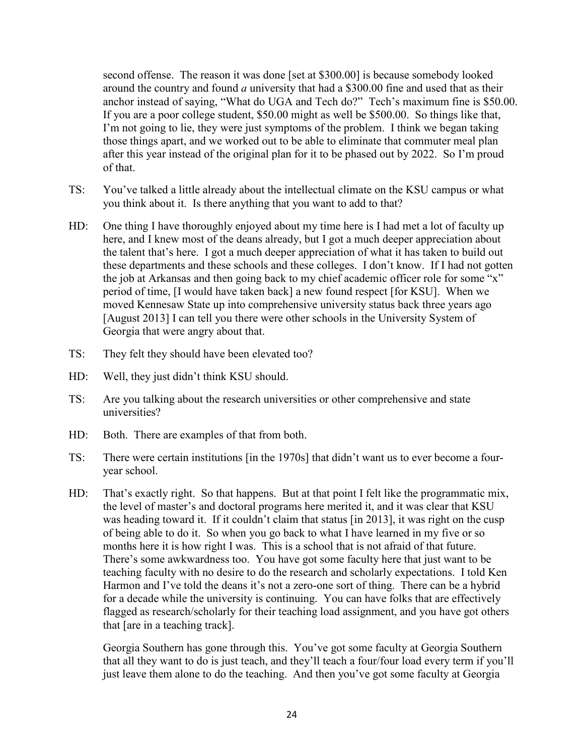second offense. The reason it was done [set at $300.00] is because somebody looked around the country and found *a* university that had a $300.00 fine and used that as their anchor instead of saying, "What do UGA and Tech do?" Tech's maximum fine is $50.00. If you are a poor college student, $50.00 might as well be $500.00. So things like that, I'm not going to lie, they were just symptoms of the problem. I think we began taking those things apart, and we worked out to be able to eliminate that commuter meal plan after this year instead of the original plan for it to be phased out by 2022. So I'm proud of that.

TS: You've talked a little already about the intellectual climate on the KSU campus or what you think about it. Is there anything that you want to add to that?

HD: One thing I have thoroughly enjoyed about my time here is I had met a lot of faculty up here, and I knew most of the deans already, but I got a much deeper appreciation about the talent that's here. I got a much deeper appreciation of what it has taken to build out these departments and these schools and these colleges. I don't know. If I had not gotten the job at Arkansas and then going back to my chief academic officer role for some "x" period of time, [I would have taken back] a new found respect [for KSU]. When we moved Kennesaw State up into comprehensive university status back three years ago [August 2013] I can tell you there were other schools in the University System of Georgia that were angry about that.

TS: They felt they should have been elevated too?

HD: Well, they just didn't think KSU should.

TS: Are you talking about the research universities or other comprehensive and state universities?

HD: Both. There are examples of that from both.

TS: There were certain institutions [in the 1970s] that didn't want us to ever become a four-year school.

HD: That's exactly right. So that happens. But at that point I felt like the programmatic mix, the level of master's and doctoral programs here merited it, and it was clear that KSU was heading toward it. If it couldn't claim that status [in 2013], it was right on the cusp of being able to do it. So when you go back to what I have learned in my five or so months here it is how right I was. This is a school that is not afraid of that future. There's some awkwardness too. You have got some faculty here that just want to be teaching faculty with no desire to do the research and scholarly expectations. I told Ken Harmon and I've told the deans it's not a zero-one sort of thing. There can be a hybrid for a decade while the university is continuing. You can have folks that are effectively flagged as research/scholarly for their teaching load assignment, and you have got others that [are in a teaching track].

Georgia Southern has gone through this. You've got some faculty at Georgia Southern that all they want to do is just teach, and they'll teach a four/four load every term if you'll just leave them alone to do the teaching. And then you've got some faculty at Georgia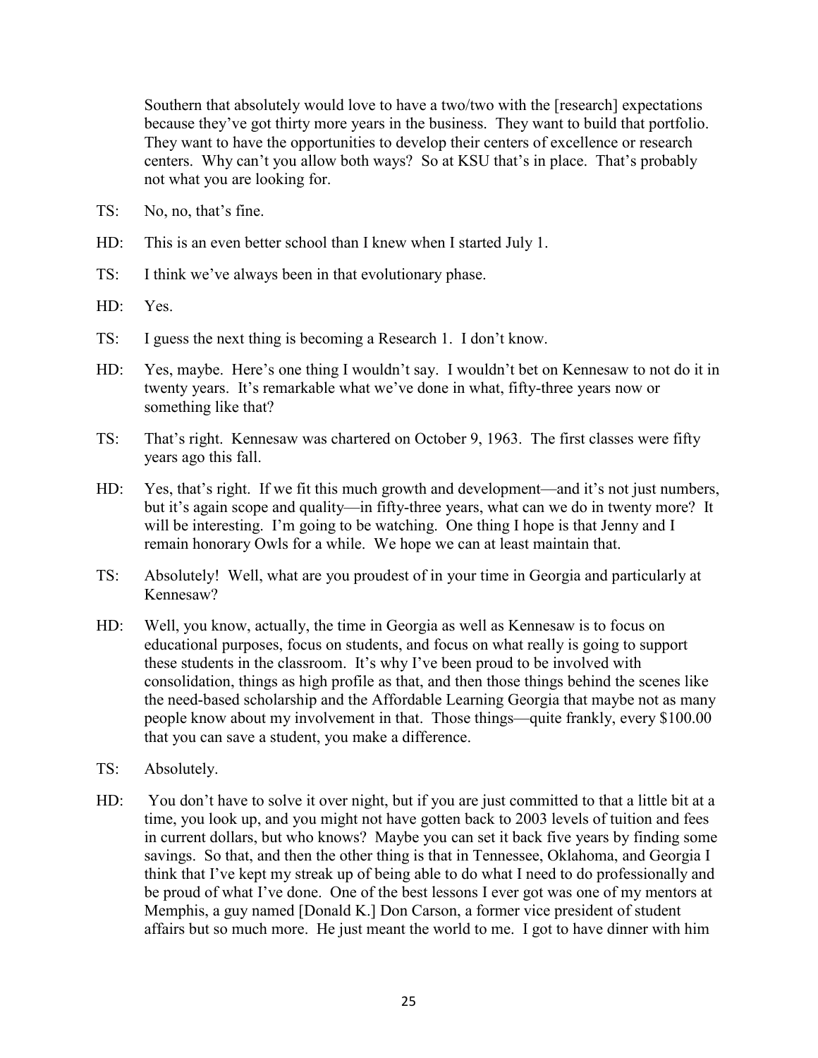Southern that absolutely would love to have a two/two with the [research] expectations because they've got thirty more years in the business. They want to build that portfolio. They want to have the opportunities to develop their centers of excellence or research centers. Why can't you allow both ways? So at KSU that's in place. That's probably not what you are looking for.

TS: No, no, that's fine.

HD: This is an even better school than I knew when I started July 1.

TS: I think we've always been in that evolutionary phase.

HD: Yes.

TS: I guess the next thing is becoming a Research 1. I don't know.

HD: Yes, maybe. Here's one thing I wouldn't say. I wouldn't bet on Kennesaw to not do it in twenty years. It's remarkable what we've done in what, fifty-three years now or something like that?

TS: That's right. Kennesaw was chartered on October 9, 1963. The first classes were fifty years ago this fall.

HD: Yes, that's right. If we fit this much growth and development—and it's not just numbers, but it's again scope and quality—in fifty-three years, what can we do in twenty more? It will be interesting. I'm going to be watching. One thing I hope is that Jenny and I remain honorary Owls for a while. We hope we can at least maintain that.

TS: Absolutely! Well, what are you proudest of in your time in Georgia and particularly at Kennesaw?

HD: Well, you know, actually, the time in Georgia as well as Kennesaw is to focus on educational purposes, focus on students, and focus on what really is going to support these students in the classroom. It's why I've been proud to be involved with consolidation, things as high profile as that, and then those things behind the scenes like the need-based scholarship and the Affordable Learning Georgia that maybe not as many people know about my involvement in that. Those things—quite frankly, every $100.00 that you can save a student, you make a difference.

TS: Absolutely.

HD: You don't have to solve it over night, but if you are just committed to that a little bit at a time, you look up, and you might not have gotten back to 2003 levels of tuition and fees in current dollars, but who knows? Maybe you can set it back five years by finding some savings. So that, and then the other thing is that in Tennessee, Oklahoma, and Georgia I think that I've kept my streak up of being able to do what I need to do professionally and be proud of what I've done. One of the best lessons I ever got was one of my mentors at Memphis, a guy named [Donald K.] Don Carson, a former vice president of student affairs but so much more. He just meant the world to me. I got to have dinner with him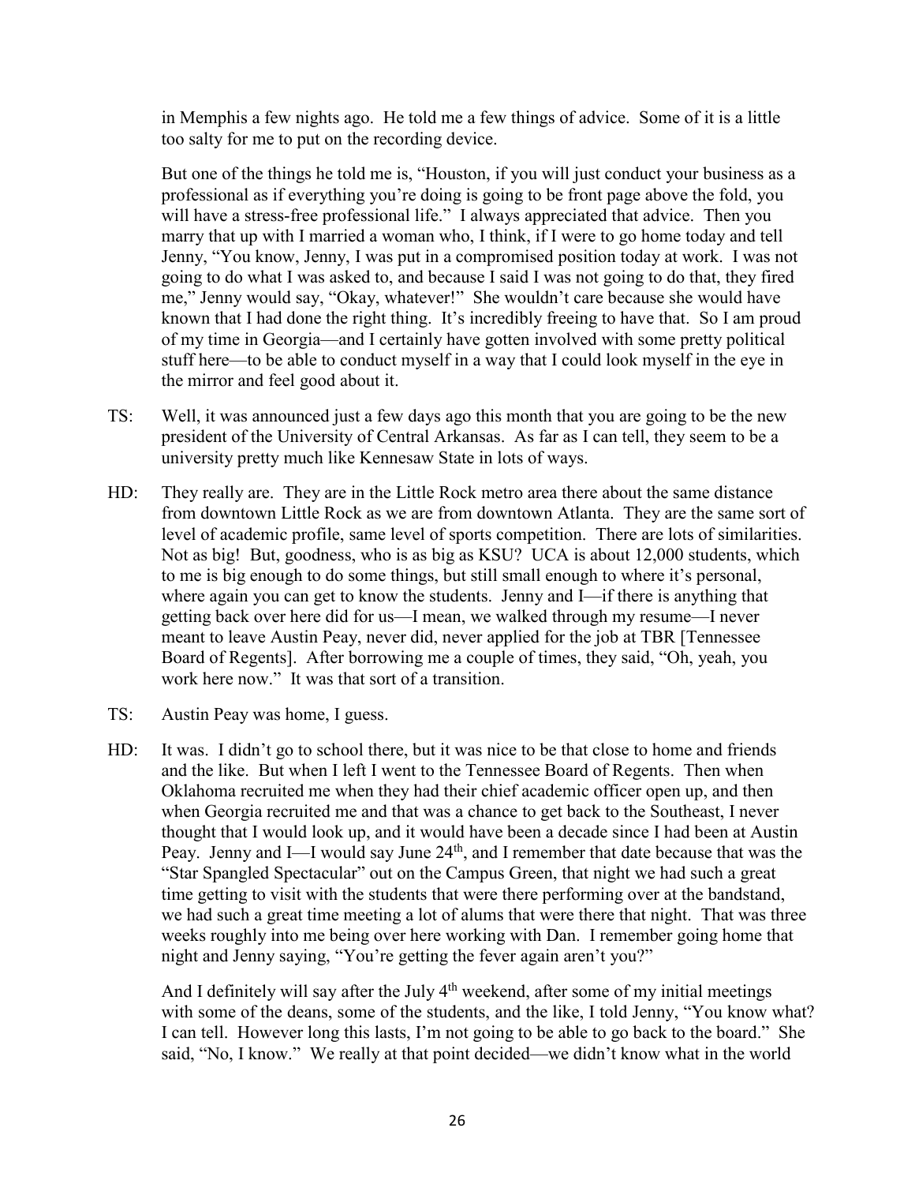in Memphis a few nights ago. He told me a few things of advice. Some of it is a little too salty for me to put on the recording device.

But one of the things he told me is, "Houston, if you will just conduct your business as a professional as if everything you're doing is going to be front page above the fold, you will have a stress-free professional life." I always appreciated that advice. Then you marry that up with I married a woman who, I think, if I were to go home today and tell Jenny, "You know, Jenny, I was put in a compromised position today at work. I was not going to do what I was asked to, and because I said I was not going to do that, they fired me," Jenny would say, "Okay, whatever!" She wouldn't care because she would have known that I had done the right thing. It's incredibly freeing to have that. So I am proud of my time in Georgia—and I certainly have gotten involved with some pretty political stuff here—to be able to conduct myself in a way that I could look myself in the eye in the mirror and feel good about it.

TS: Well, it was announced just a few days ago this month that you are going to be the new president of the University of Central Arkansas. As far as I can tell, they seem to be a university pretty much like Kennesaw State in lots of ways.

HD: They really are. They are in the Little Rock metro area there about the same distance from downtown Little Rock as we are from downtown Atlanta. They are the same sort of level of academic profile, same level of sports competition. There are lots of similarities. Not as big! But, goodness, who is as big as KSU? UCA is about 12,000 students, which to me is big enough to do some things, but still small enough to where it's personal, where again you can get to know the students. Jenny and I—if there is anything that getting back over here did for us—I mean, we walked through my resume—I never meant to leave Austin Peay, never did, never applied for the job at TBR [Tennessee Board of Regents]. After borrowing me a couple of times, they said, "Oh, yeah, you work here now." It was that sort of a transition.

TS: Austin Peay was home, I guess.

HD: It was. I didn't go to school there, but it was nice to be that close to home and friends and the like. But when I left I went to the Tennessee Board of Regents. Then when Oklahoma recruited me when they had their chief academic officer open up, and then when Georgia recruited me and that was a chance to get back to the Southeast, I never thought that I would look up, and it would have been a decade since I had been at Austin Peay. Jenny and I—I would say June 24th, and I remember that date because that was the "Star Spangled Spectacular" out on the Campus Green, that night we had such a great time getting to visit with the students that were there performing over at the bandstand, we had such a great time meeting a lot of alums that were there that night. That was three weeks roughly into me being over here working with Dan. I remember going home that night and Jenny saying, "You're getting the fever again aren't you?"

And I definitely will say after the July 4th weekend, after some of my initial meetings with some of the deans, some of the students, and the like, I told Jenny, "You know what? I can tell. However long this lasts, I'm not going to be able to go back to the board." She said, "No, I know." We really at that point decided—we didn't know what in the world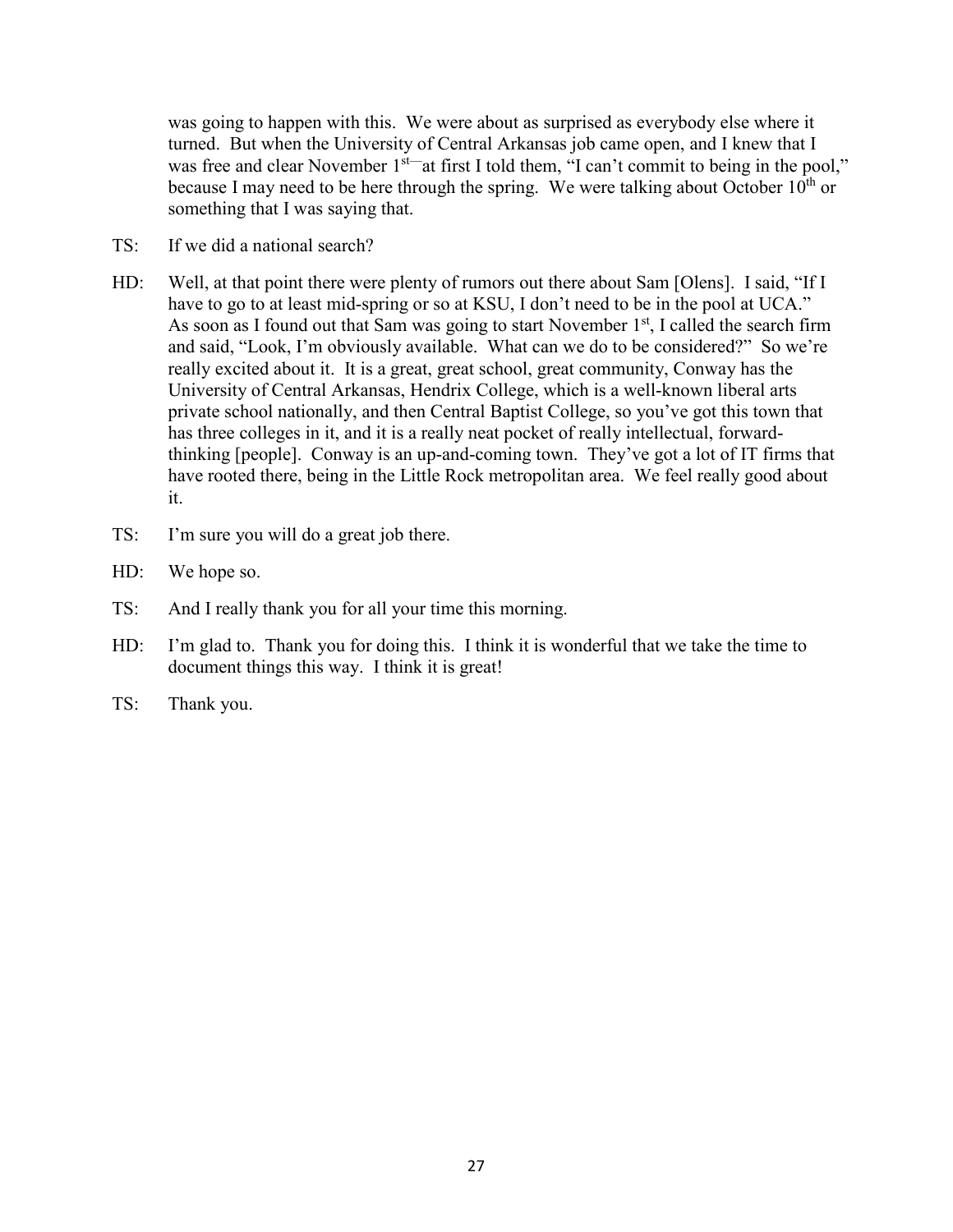was going to happen with this. We were about as surprised as everybody else where it turned. But when the University of Central Arkansas job came open, and I knew that I was free and clear November 1st—at first I told them, "I can't commit to being in the pool," because I may need to be here through the spring. We were talking about October 10th or something that I was saying that.

TS: If we did a national search?

HD: Well, at that point there were plenty of rumors out there about Sam [Olens]. I said, "If I have to go to at least mid-spring or so at KSU, I don't need to be in the pool at UCA." As soon as I found out that Sam was going to start November 1st, I called the search firm and said, "Look, I'm obviously available. What can we do to be considered?" So we're really excited about it. It is a great, great school, great community, Conway has the University of Central Arkansas, Hendrix College, which is a well-known liberal arts private school nationally, and then Central Baptist College, so you've got this town that has three colleges in it, and it is a really neat pocket of really intellectual, forward-thinking [people]. Conway is an up-and-coming town. They've got a lot of IT firms that have rooted there, being in the Little Rock metropolitan area. We feel really good about it.

TS: I'm sure you will do a great job there.

HD: We hope so.

TS: And I really thank you for all your time this morning.

HD: I'm glad to. Thank you for doing this. I think it is wonderful that we take the time to document things this way. I think it is great!

TS: Thank you.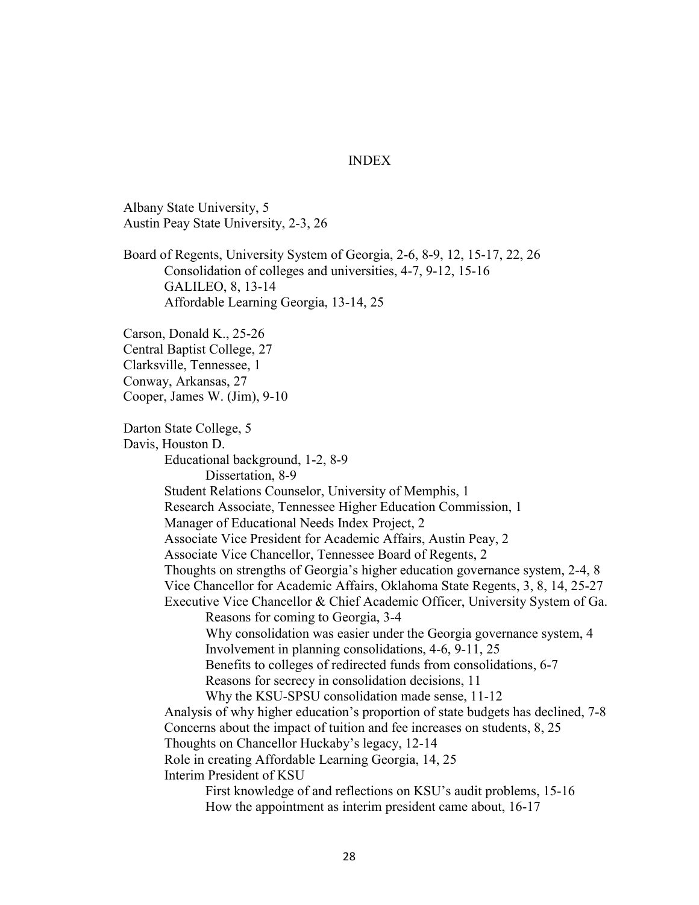# INDEX

Albany State University, 5
Austin Peay State University, 2-3, 26

Board of Regents, University System of Georgia, 2-6, 8-9, 12, 15-17, 22, 26
- Consolidation of colleges and universities, 4-7, 9-12, 15-16
- GALILEO, 8, 13-14
- Affordable Learning Georgia, 13-14, 25

Carson, Donald K., 25-26
Central Baptist College, 27
Clarksville, Tennessee, 1
Conway, Arkansas, 27
Cooper, James W. (Jim), 9-10

Darton State College, 5
Davis, Houston D.
- Educational background, 1-2, 8-9
    - Dissertation, 8-9
- Student Relations Counselor, University of Memphis, 1
- Research Associate, Tennessee Higher Education Commission, 1
- Manager of Educational Needs Index Project, 2
- Associate Vice President for Academic Affairs, Austin Peay, 2
- Associate Vice Chancellor, Tennessee Board of Regents, 2
- Thoughts on strengths of Georgia's higher education governance system, 2-4, 8
- Vice Chancellor for Academic Affairs, Oklahoma State Regents, 3, 8, 14, 25-27
- Executive Vice Chancellor & Chief Academic Officer, University System of Ga.
    - Reasons for coming to Georgia, 3-4
    - Why consolidation was easier under the Georgia governance system, 4
    - Involvement in planning consolidations, 4-6, 9-11, 25
    - Benefits to colleges of redirected funds from consolidations, 6-7
    - Reasons for secrecy in consolidation decisions, 11
    - Why the KSU-SPSU consolidation made sense, 11-12
- Analysis of why higher education's proportion of state budgets has declined, 7-8
- Concerns about the impact of tuition and fee increases on students, 8, 25
- Thoughts on Chancellor Huckaby's legacy, 12-14
- Role in creating Affordable Learning Georgia, 14, 25
- Interim President of KSU
    - First knowledge of and reflections on KSU's audit problems, 15-16
    - How the appointment as interim president came about, 16-17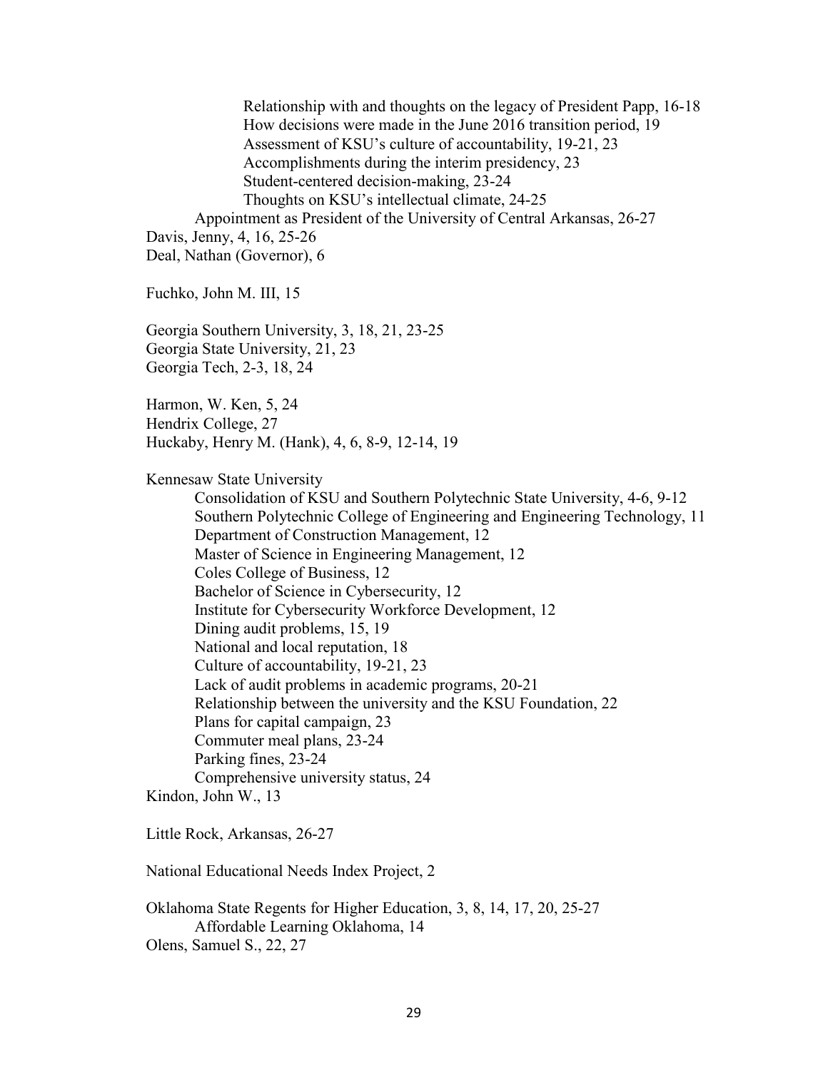Relationship with and thoughts on the legacy of President Papp, 16-18
How decisions were made in the June 2016 transition period, 19
Assessment of KSU's culture of accountability, 19-21, 23
Accomplishments during the interim presidency, 23
Student-centered decision-making, 23-24
Thoughts on KSU's intellectual climate, 24-25
Appointment as President of the University of Central Arkansas, 26-27
Davis, Jenny, 4, 16, 25-26
Deal, Nathan (Governor), 6

Fuchko, John M. III, 15

Georgia Southern University, 3, 18, 21, 23-25
Georgia State University, 21, 23
Georgia Tech, 2-3, 18, 24

Harmon, W. Ken, 5, 24
Hendrix College, 27
Huckaby, Henry M. (Hank), 4, 6, 8-9, 12-14, 19

Kennesaw State University
Consolidation of KSU and Southern Polytechnic State University, 4-6, 9-12
Southern Polytechnic College of Engineering and Engineering Technology, 11
Department of Construction Management, 12
Master of Science in Engineering Management, 12
Coles College of Business, 12
Bachelor of Science in Cybersecurity, 12
Institute for Cybersecurity Workforce Development, 12
Dining audit problems, 15, 19
National and local reputation, 18
Culture of accountability, 19-21, 23
Lack of audit problems in academic programs, 20-21
Relationship between the university and the KSU Foundation, 22
Plans for capital campaign, 23
Commuter meal plans, 23-24
Parking fines, 23-24
Comprehensive university status, 24
Kindon, John W., 13

Little Rock, Arkansas, 26-27

National Educational Needs Index Project, 2

Oklahoma State Regents for Higher Education, 3, 8, 14, 17, 20, 25-27
Affordable Learning Oklahoma, 14
Olens, Samuel S., 22, 27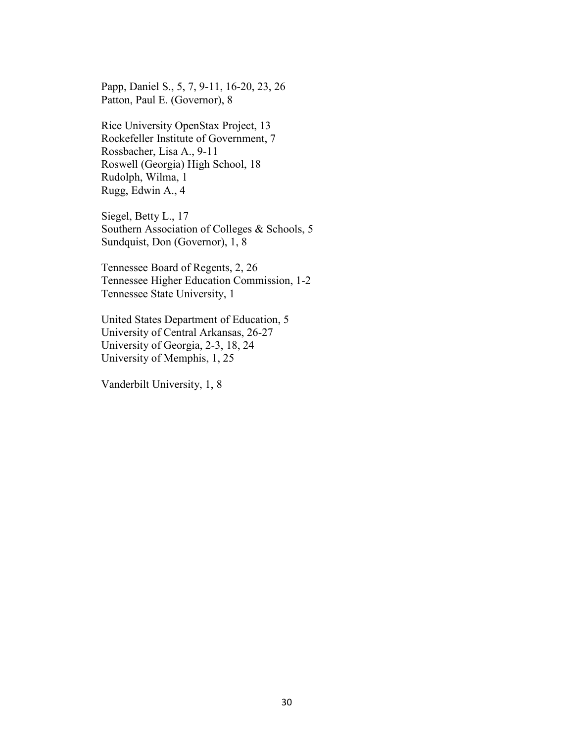Papp, Daniel S., 5, 7, 9-11, 16-20, 23, 26
Patton, Paul E. (Governor), 8

Rice University OpenStax Project, 13
Rockefeller Institute of Government, 7
Rossbacher, Lisa A., 9-11
Roswell (Georgia) High School, 18
Rudolph, Wilma, 1
Rugg, Edwin A., 4

Siegel, Betty L., 17
Southern Association of Colleges & Schools, 5
Sundquist, Don (Governor), 1, 8

Tennessee Board of Regents, 2, 26
Tennessee Higher Education Commission, 1-2
Tennessee State University, 1

United States Department of Education, 5
University of Central Arkansas, 26-27
University of Georgia, 2-3, 18, 24
University of Memphis, 1, 25

Vanderbilt University, 1, 8